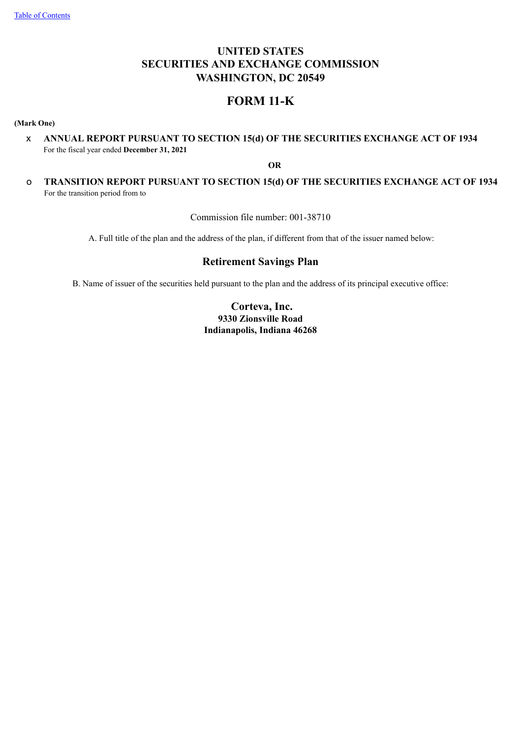Table of Contents

# UNITED STATES
# SECURITIES AND EXCHANGE COMMISSION
# WASHINGTON, DC 20549

# FORM 11-K

**(Mark One)**

x **ANNUAL REPORT PURSUANT TO SECTION 15(d) OF THE SECURITIES EXCHANGE ACT OF 1934**
For the fiscal year ended **December 31, 2021**

**OR**

o **TRANSITION REPORT PURSUANT TO SECTION 15(d) OF THE SECURITIES EXCHANGE ACT OF 1934**
For the transition period from to

Commission file number: 001-38710

A. Full title of the plan and the address of the plan, if different from that of the issuer named below:

## Retirement Savings Plan

B. Name of issuer of the securities held pursuant to the plan and the address of its principal executive office:

**Corteva, Inc.**
**9330 Zionsville Road**
**Indianapolis, Indiana 46268**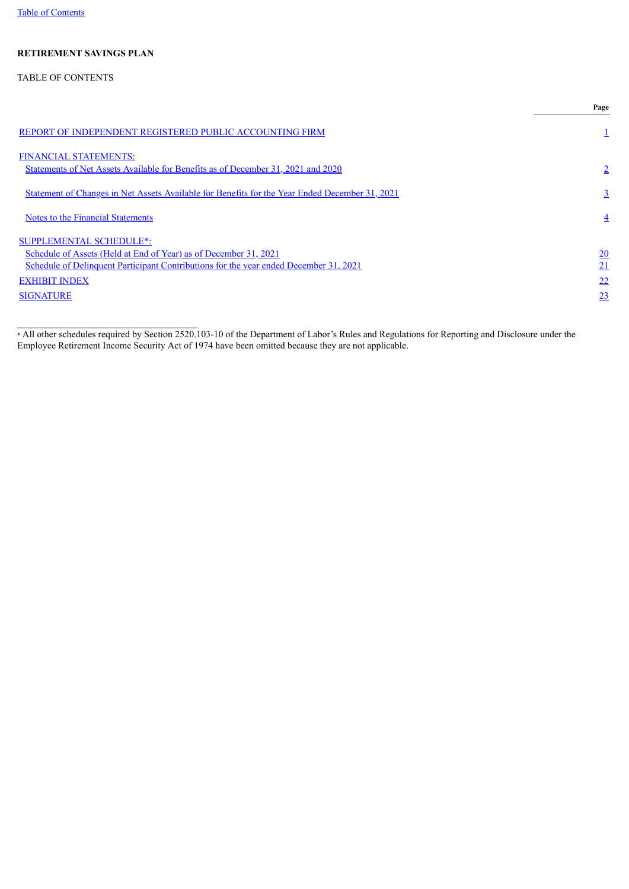**RETIREMENT SAVINGS PLAN**

TABLE OF CONTENTS

| | Page |
|---|---|
| REPORT OF INDEPENDENT REGISTERED PUBLIC ACCOUNTING FIRM | 1 |
| FINANCIAL STATEMENTS: | |
| Statements of Net Assets Available for Benefits as of December 31, 2021 and 2020 | 2 |
| Statement of Changes in Net Assets Available for Benefits for the Year Ended December 31, 2021 | 3 |
| Notes to the Financial Statements | 4 |
| SUPPLEMENTAL SCHEDULE*: | |
| Schedule of Assets (Held at End of Year) as of December 31, 2021 | 20 |
| Schedule of Delinquent Participant Contributions for the year ended December 31, 2021 | 21 |
| EXHIBIT INDEX | 22 |
| SIGNATURE | 23 |

\* All other schedules required by Section 2520.103-10 of the Department of Labor's Rules and Regulations for Reporting and Disclosure under the Employee Retirement Income Security Act of 1974 have been omitted because they are not applicable.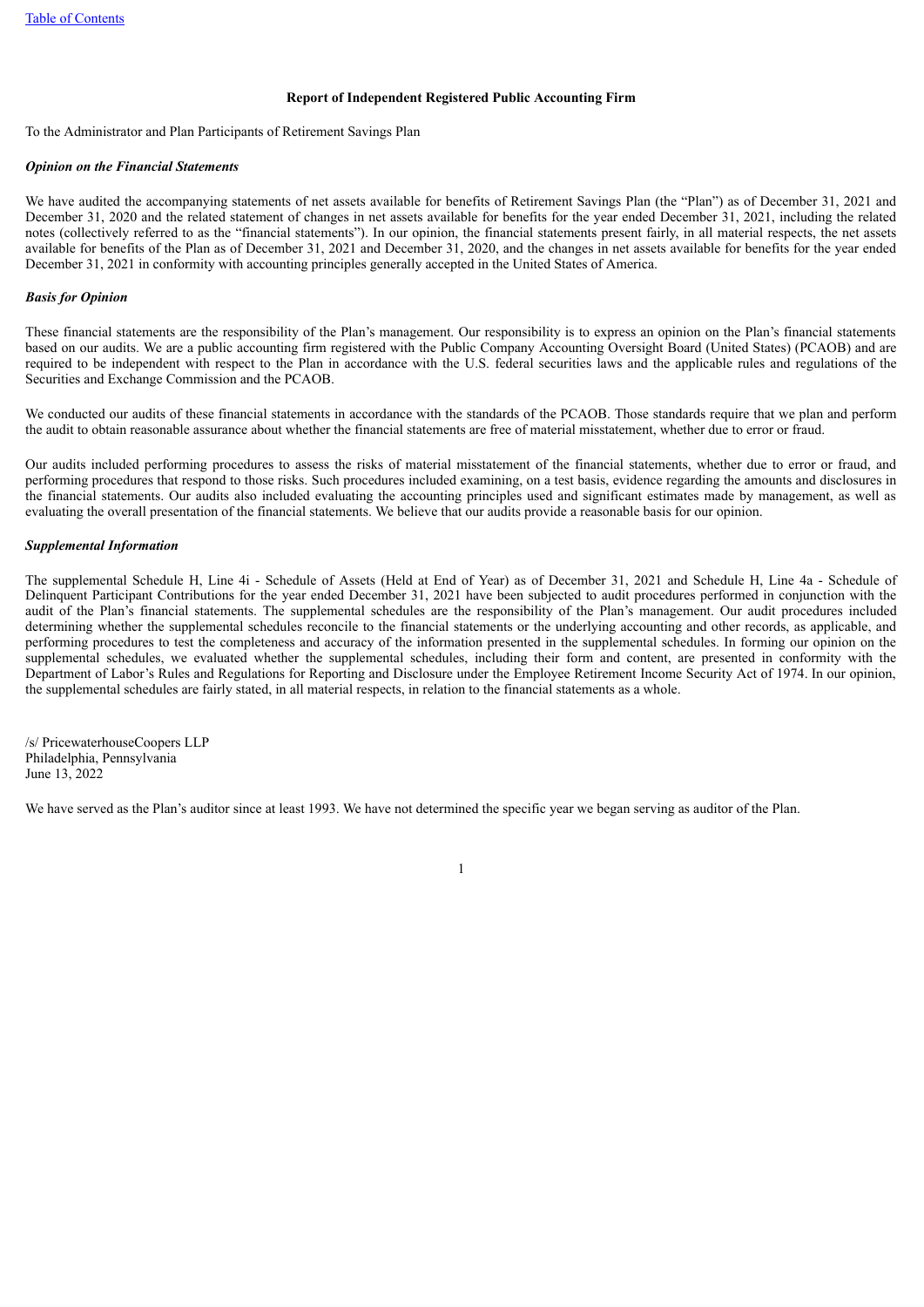**Report of Independent Registered Public Accounting Firm**

To the Administrator and Plan Participants of Retirement Savings Plan

***Opinion on the Financial Statements***

We have audited the accompanying statements of net assets available for benefits of Retirement Savings Plan (the "Plan") as of December 31, 2021 and December 31, 2020 and the related statement of changes in net assets available for benefits for the year ended December 31, 2021, including the related notes (collectively referred to as the "financial statements"). In our opinion, the financial statements present fairly, in all material respects, the net assets available for benefits of the Plan as of December 31, 2021 and December 31, 2020, and the changes in net assets available for benefits for the year ended December 31, 2021 in conformity with accounting principles generally accepted in the United States of America.

***Basis for Opinion***

These financial statements are the responsibility of the Plan's management. Our responsibility is to express an opinion on the Plan's financial statements based on our audits. We are a public accounting firm registered with the Public Company Accounting Oversight Board (United States) (PCAOB) and are required to be independent with respect to the Plan in accordance with the U.S. federal securities laws and the applicable rules and regulations of the Securities and Exchange Commission and the PCAOB.

We conducted our audits of these financial statements in accordance with the standards of the PCAOB. Those standards require that we plan and perform the audit to obtain reasonable assurance about whether the financial statements are free of material misstatement, whether due to error or fraud.

Our audits included performing procedures to assess the risks of material misstatement of the financial statements, whether due to error or fraud, and performing procedures that respond to those risks. Such procedures included examining, on a test basis, evidence regarding the amounts and disclosures in the financial statements. Our audits also included evaluating the accounting principles used and significant estimates made by management, as well as evaluating the overall presentation of the financial statements. We believe that our audits provide a reasonable basis for our opinion.

***Supplemental Information***

The supplemental Schedule H, Line 4i - Schedule of Assets (Held at End of Year) as of December 31, 2021 and Schedule H, Line 4a - Schedule of Delinquent Participant Contributions for the year ended December 31, 2021 have been subjected to audit procedures performed in conjunction with the audit of the Plan's financial statements. The supplemental schedules are the responsibility of the Plan's management. Our audit procedures included determining whether the supplemental schedules reconcile to the financial statements or the underlying accounting and other records, as applicable, and performing procedures to test the completeness and accuracy of the information presented in the supplemental schedules. In forming our opinion on the supplemental schedules, we evaluated whether the supplemental schedules, including their form and content, are presented in conformity with the Department of Labor's Rules and Regulations for Reporting and Disclosure under the Employee Retirement Income Security Act of 1974. In our opinion, the supplemental schedules are fairly stated, in all material respects, in relation to the financial statements as a whole.

/s/ PricewaterhouseCoopers LLP
Philadelphia, Pennsylvania
June 13, 2022

We have served as the Plan's auditor since at least 1993. We have not determined the specific year we began serving as auditor of the Plan.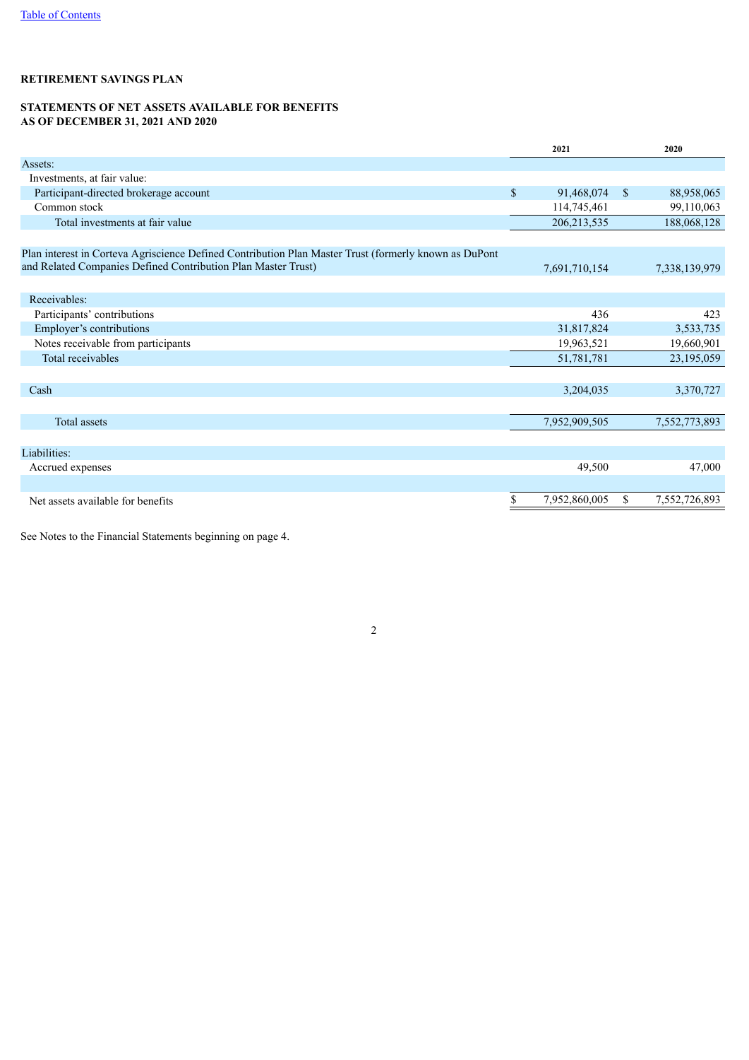**RETIREMENT SAVINGS PLAN**

**STATEMENTS OF NET ASSETS AVAILABLE FOR BENEFITS**
**AS OF DECEMBER 31, 2021 AND 2020**

| | 2021 | 2020 |
|---|---|---|
| Assets: | | |
| Investments, at fair value: | | |
| Participant-directed brokerage account | $ 91,468,074 | $ 88,958,065 |
| Common stock | 114,745,461 | 99,110,063 |
| Total investments at fair value | 206,213,535 | 188,068,128 |
| | | |
| Plan interest in Corteva Agriscience Defined Contribution Plan Master Trust (formerly known as DuPont and Related Companies Defined Contribution Plan Master Trust) | 7,691,710,154 | 7,338,139,979 |
| | | |
| Receivables: | | |
| Participants' contributions | 436 | 423 |
| Employer's contributions | 31,817,824 | 3,533,735 |
| Notes receivable from participants | 19,963,521 | 19,660,901 |
| Total receivables | 51,781,781 | 23,195,059 |
| | | |
| Cash | 3,204,035 | 3,370,727 |
| | | |
| Total assets | 7,952,909,505 | 7,552,773,893 |
| | | |
| Liabilities: | | |
| Accrued expenses | 49,500 | 47,000 |
| | | |
| Net assets available for benefits | $ 7,952,860,005 | $ 7,552,726,893 |

See Notes to the Financial Statements beginning on page 4.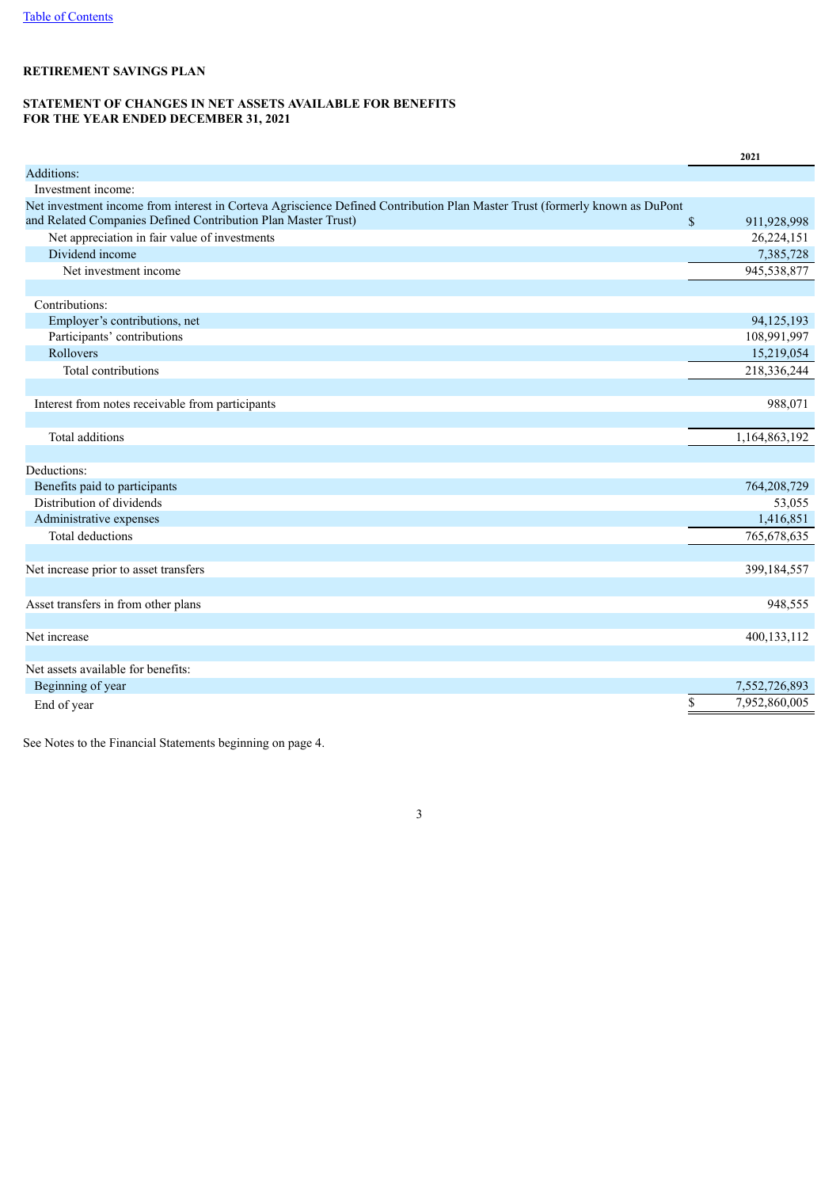Table of Contents

**RETIREMENT SAVINGS PLAN**

**STATEMENT OF CHANGES IN NET ASSETS AVAILABLE FOR BENEFITS**
**FOR THE YEAR ENDED DECEMBER 31, 2021**

| | 2021 |
|---|---|
| Additions: | |
| Investment income: | |
| Net investment income from interest in Corteva Agriscience Defined Contribution Plan Master Trust (formerly known as DuPont and Related Companies Defined Contribution Plan Master Trust) | $ 911,928,998 |
| Net appreciation in fair value of investments | 26,224,151 |
| Dividend income | 7,385,728 |
| Net investment income | 945,538,877 |
| | |
| Contributions: | |
| Employer's contributions, net | 94,125,193 |
| Participants' contributions | 108,991,997 |
| Rollovers | 15,219,054 |
| Total contributions | 218,336,244 |
| | |
| Interest from notes receivable from participants | 988,071 |
| | |
| Total additions | 1,164,863,192 |
| | |
| Deductions: | |
| Benefits paid to participants | 764,208,729 |
| Distribution of dividends | 53,055 |
| Administrative expenses | 1,416,851 |
| Total deductions | 765,678,635 |
| | |
| Net increase prior to asset transfers | 399,184,557 |
| | |
| Asset transfers in from other plans | 948,555 |
| | |
| Net increase | 400,133,112 |
| | |
| Net assets available for benefits: | |
| Beginning of year | 7,552,726,893 |
| End of year | $ 7,952,860,005 |

See Notes to the Financial Statements beginning on page 4.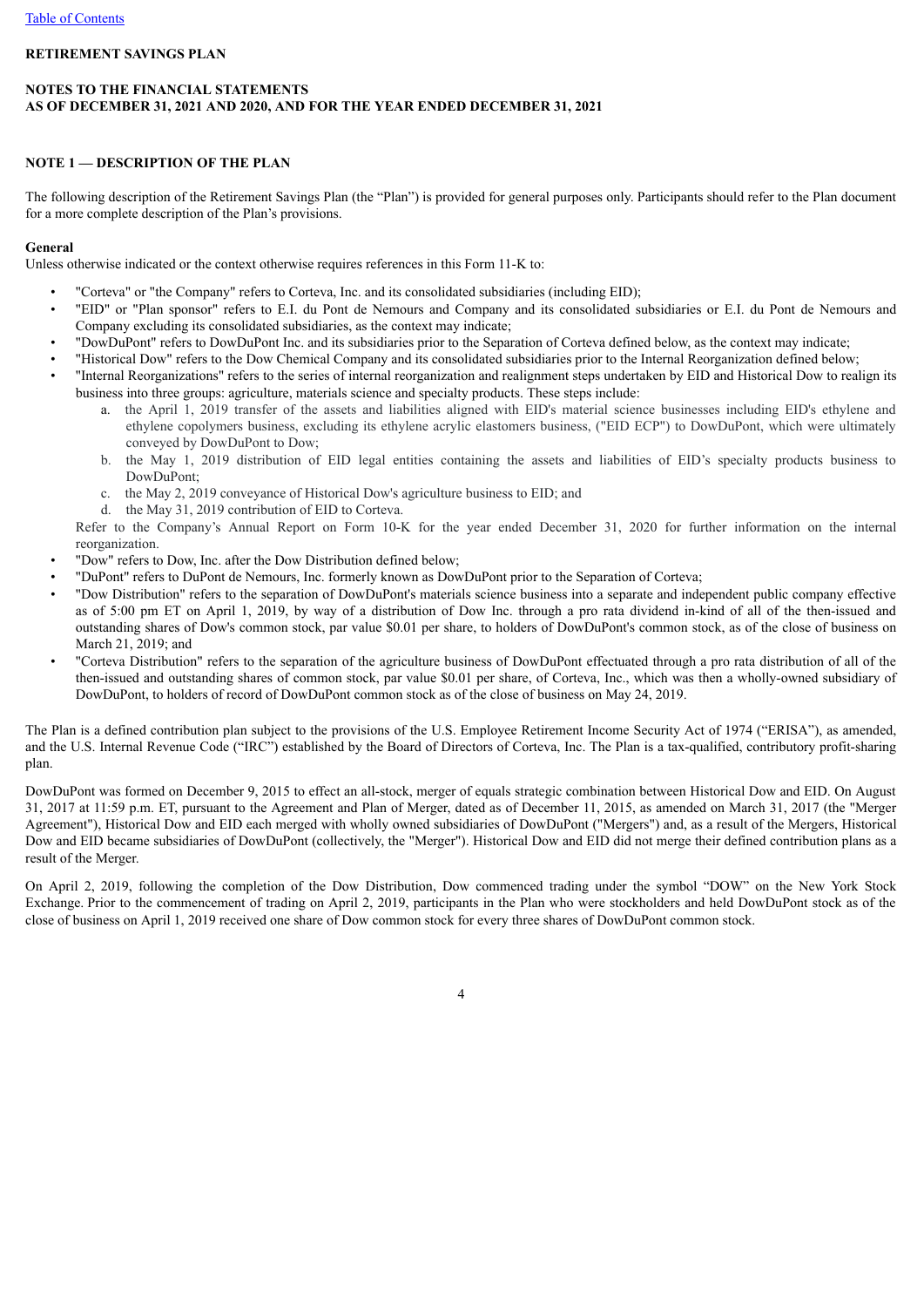**RETIREMENT SAVINGS PLAN**

**NOTES TO THE FINANCIAL STATEMENTS**
**AS OF DECEMBER 31, 2021 AND 2020, AND FOR THE YEAR ENDED DECEMBER 31, 2021**

## NOTE 1 — DESCRIPTION OF THE PLAN

The following description of the Retirement Savings Plan (the "Plan") is provided for general purposes only. Participants should refer to the Plan document for a more complete description of the Plan's provisions.

**General**
Unless otherwise indicated or the context otherwise requires references in this Form 11-K to:

- "Corteva" or "the Company" refers to Corteva, Inc. and its consolidated subsidiaries (including EID);
- "EID" or "Plan sponsor" refers to E.I. du Pont de Nemours and Company and its consolidated subsidiaries or E.I. du Pont de Nemours and Company excluding its consolidated subsidiaries, as the context may indicate;
- "DowDuPont" refers to DowDuPont Inc. and its subsidiaries prior to the Separation of Corteva defined below, as the context may indicate;
- "Historical Dow" refers to the Dow Chemical Company and its consolidated subsidiaries prior to the Internal Reorganization defined below;
- "Internal Reorganizations" refers to the series of internal reorganization and realignment steps undertaken by EID and Historical Dow to realign its business into three groups: agriculture, materials science and specialty products. These steps include:
  a. the April 1, 2019 transfer of the assets and liabilities aligned with EID's material science businesses including EID's ethylene and ethylene copolymers business, excluding its ethylene acrylic elastomers business, ("EID ECP") to DowDuPont, which were ultimately conveyed by DowDuPont to Dow;
  b. the May 1, 2019 distribution of EID legal entities containing the assets and liabilities of EID's specialty products business to DowDuPont;
  c. the May 2, 2019 conveyance of Historical Dow's agriculture business to EID; and
  d. the May 31, 2019 contribution of EID to Corteva.

  Refer to the Company's Annual Report on Form 10-K for the year ended December 31, 2020 for further information on the internal reorganization.
- "Dow" refers to Dow, Inc. after the Dow Distribution defined below;
- "DuPont" refers to DuPont de Nemours, Inc. formerly known as DowDuPont prior to the Separation of Corteva;
- "Dow Distribution" refers to the separation of DowDuPont's materials science business into a separate and independent public company effective as of 5:00 pm ET on April 1, 2019, by way of a distribution of Dow Inc. through a pro rata dividend in-kind of all of the then-issued and outstanding shares of Dow's common stock, par value $0.01 per share, to holders of DowDuPont's common stock, as of the close of business on March 21, 2019; and
- "Corteva Distribution" refers to the separation of the agriculture business of DowDuPont effectuated through a pro rata distribution of all of the then-issued and outstanding shares of common stock, par value $0.01 per share, of Corteva, Inc., which was then a wholly-owned subsidiary of DowDuPont, to holders of record of DowDuPont common stock as of the close of business on May 24, 2019.

The Plan is a defined contribution plan subject to the provisions of the U.S. Employee Retirement Income Security Act of 1974 ("ERISA"), as amended, and the U.S. Internal Revenue Code ("IRC") established by the Board of Directors of Corteva, Inc. The Plan is a tax-qualified, contributory profit-sharing plan.

DowDuPont was formed on December 9, 2015 to effect an all-stock, merger of equals strategic combination between Historical Dow and EID. On August 31, 2017 at 11:59 p.m. ET, pursuant to the Agreement and Plan of Merger, dated as of December 11, 2015, as amended on March 31, 2017 (the "Merger Agreement"), Historical Dow and EID each merged with wholly owned subsidiaries of DowDuPont ("Mergers") and, as a result of the Mergers, Historical Dow and EID became subsidiaries of DowDuPont (collectively, the "Merger"). Historical Dow and EID did not merge their defined contribution plans as a result of the Merger.

On April 2, 2019, following the completion of the Dow Distribution, Dow commenced trading under the symbol "DOW" on the New York Stock Exchange. Prior to the commencement of trading on April 2, 2019, participants in the Plan who were stockholders and held DowDuPont stock as of the close of business on April 1, 2019 received one share of Dow common stock for every three shares of DowDuPont common stock.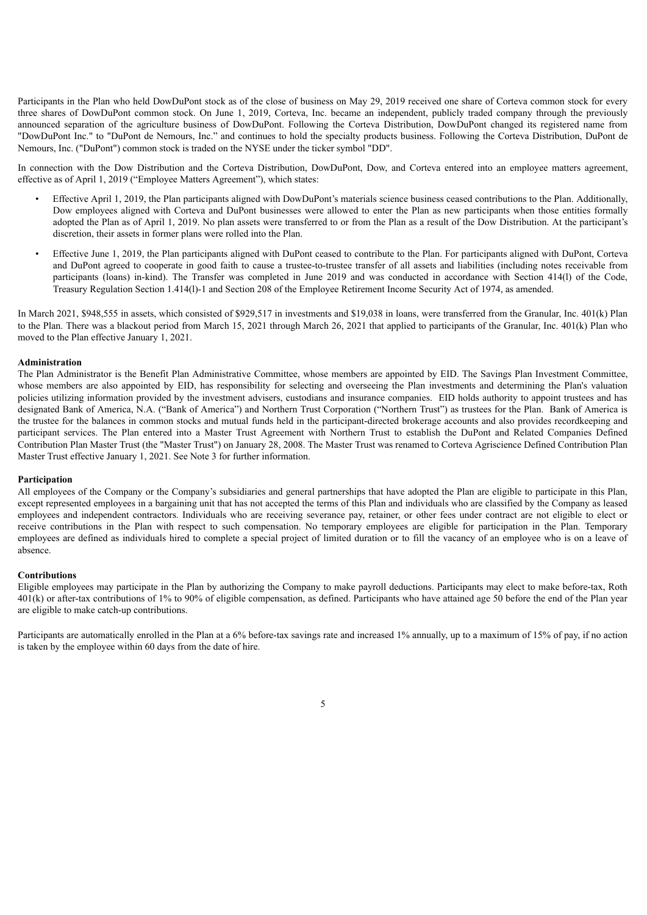Participants in the Plan who held DowDuPont stock as of the close of business on May 29, 2019 received one share of Corteva common stock for every three shares of DowDuPont common stock. On June 1, 2019, Corteva, Inc. became an independent, publicly traded company through the previously announced separation of the agriculture business of DowDuPont. Following the Corteva Distribution, DowDuPont changed its registered name from "DowDuPont Inc." to "DuPont de Nemours, Inc." and continues to hold the specialty products business. Following the Corteva Distribution, DuPont de Nemours, Inc. ("DuPont") common stock is traded on the NYSE under the ticker symbol "DD".

In connection with the Dow Distribution and the Corteva Distribution, DowDuPont, Dow, and Corteva entered into an employee matters agreement, effective as of April 1, 2019 ("Employee Matters Agreement"), which states:

- Effective April 1, 2019, the Plan participants aligned with DowDuPont's materials science business ceased contributions to the Plan. Additionally, Dow employees aligned with Corteva and DuPont businesses were allowed to enter the Plan as new participants when those entities formally adopted the Plan as of April 1, 2019. No plan assets were transferred to or from the Plan as a result of the Dow Distribution. At the participant's discretion, their assets in former plans were rolled into the Plan.
- Effective June 1, 2019, the Plan participants aligned with DuPont ceased to contribute to the Plan. For participants aligned with DuPont, Corteva and DuPont agreed to cooperate in good faith to cause a trustee-to-trustee transfer of all assets and liabilities (including notes receivable from participants (loans) in-kind). The Transfer was completed in June 2019 and was conducted in accordance with Section 414(l) of the Code, Treasury Regulation Section 1.414(l)-1 and Section 208 of the Employee Retirement Income Security Act of 1974, as amended.

In March 2021, $948,555 in assets, which consisted of $929,517 in investments and $19,038 in loans, were transferred from the Granular, Inc. 401(k) Plan to the Plan. There was a blackout period from March 15, 2021 through March 26, 2021 that applied to participants of the Granular, Inc. 401(k) Plan who moved to the Plan effective January 1, 2021.

**Administration**

The Plan Administrator is the Benefit Plan Administrative Committee, whose members are appointed by EID. The Savings Plan Investment Committee, whose members are also appointed by EID, has responsibility for selecting and overseeing the Plan investments and determining the Plan's valuation policies utilizing information provided by the investment advisers, custodians and insurance companies. EID holds authority to appoint trustees and has designated Bank of America, N.A. ("Bank of America") and Northern Trust Corporation ("Northern Trust") as trustees for the Plan. Bank of America is the trustee for the balances in common stocks and mutual funds held in the participant-directed brokerage accounts and also provides recordkeeping and participant services. The Plan entered into a Master Trust Agreement with Northern Trust to establish the DuPont and Related Companies Defined Contribution Plan Master Trust (the "Master Trust") on January 28, 2008. The Master Trust was renamed to Corteva Agriscience Defined Contribution Plan Master Trust effective January 1, 2021. See Note 3 for further information.

**Participation**

All employees of the Company or the Company's subsidiaries and general partnerships that have adopted the Plan are eligible to participate in this Plan, except represented employees in a bargaining unit that has not accepted the terms of this Plan and individuals who are classified by the Company as leased employees and independent contractors. Individuals who are receiving severance pay, retainer, or other fees under contract are not eligible to elect or receive contributions in the Plan with respect to such compensation. No temporary employees are eligible for participation in the Plan. Temporary employees are defined as individuals hired to complete a special project of limited duration or to fill the vacancy of an employee who is on a leave of absence.

**Contributions**

Eligible employees may participate in the Plan by authorizing the Company to make payroll deductions. Participants may elect to make before-tax, Roth 401(k) or after-tax contributions of 1% to 90% of eligible compensation, as defined. Participants who have attained age 50 before the end of the Plan year are eligible to make catch-up contributions.

Participants are automatically enrolled in the Plan at a 6% before-tax savings rate and increased 1% annually, up to a maximum of 15% of pay, if no action is taken by the employee within 60 days from the date of hire.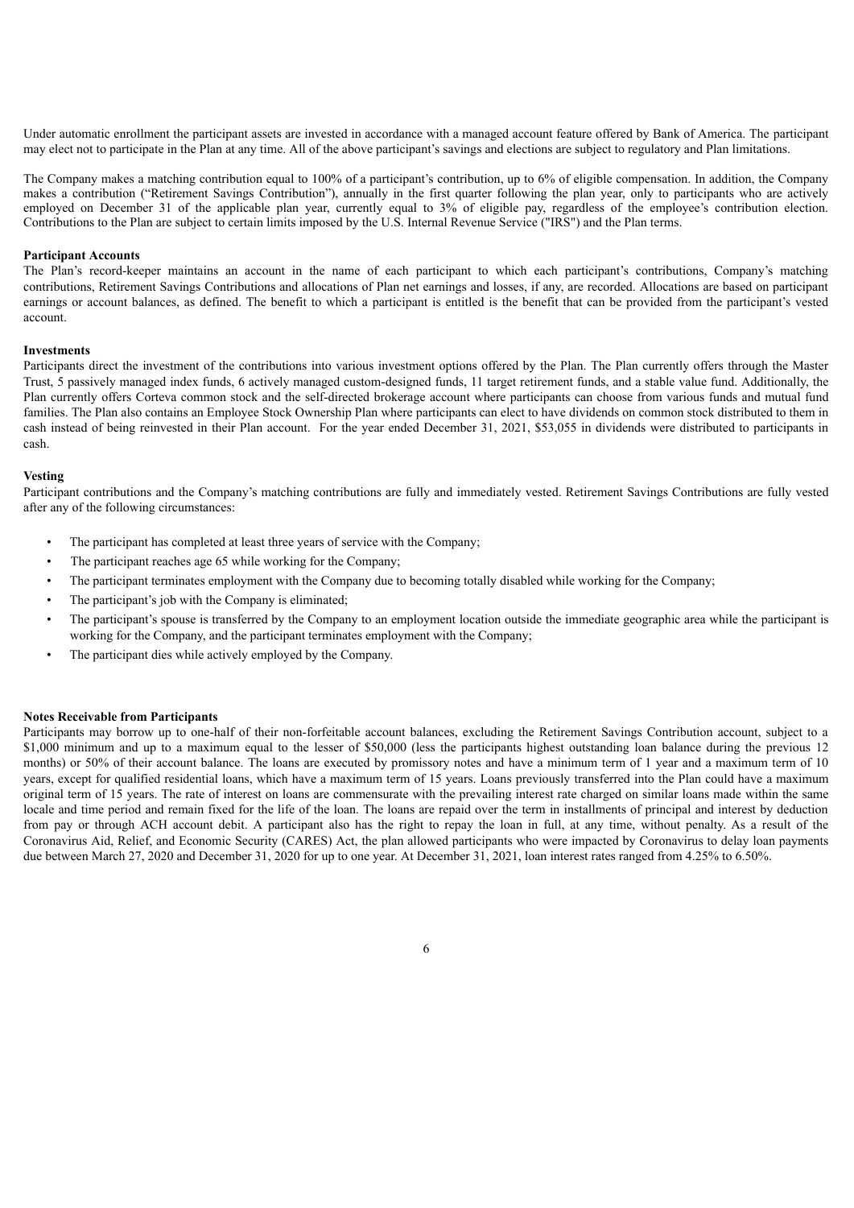Under automatic enrollment the participant assets are invested in accordance with a managed account feature offered by Bank of America. The participant may elect not to participate in the Plan at any time. All of the above participant's savings and elections are subject to regulatory and Plan limitations.

The Company makes a matching contribution equal to 100% of a participant's contribution, up to 6% of eligible compensation. In addition, the Company makes a contribution ("Retirement Savings Contribution"), annually in the first quarter following the plan year, only to participants who are actively employed on December 31 of the applicable plan year, currently equal to 3% of eligible pay, regardless of the employee's contribution election. Contributions to the Plan are subject to certain limits imposed by the U.S. Internal Revenue Service ("IRS") and the Plan terms.

**Participant Accounts**

The Plan's record-keeper maintains an account in the name of each participant to which each participant's contributions, Company's matching contributions, Retirement Savings Contributions and allocations of Plan net earnings and losses, if any, are recorded. Allocations are based on participant earnings or account balances, as defined. The benefit to which a participant is entitled is the benefit that can be provided from the participant's vested account.

**Investments**

Participants direct the investment of the contributions into various investment options offered by the Plan. The Plan currently offers through the Master Trust, 5 passively managed index funds, 6 actively managed custom-designed funds, 11 target retirement funds, and a stable value fund. Additionally, the Plan currently offers Corteva common stock and the self-directed brokerage account where participants can choose from various funds and mutual fund families. The Plan also contains an Employee Stock Ownership Plan where participants can elect to have dividends on common stock distributed to them in cash instead of being reinvested in their Plan account. For the year ended December 31, 2021, $53,055 in dividends were distributed to participants in cash.

**Vesting**

Participant contributions and the Company's matching contributions are fully and immediately vested. Retirement Savings Contributions are fully vested after any of the following circumstances:

- The participant has completed at least three years of service with the Company;
- The participant reaches age 65 while working for the Company;
- The participant terminates employment with the Company due to becoming totally disabled while working for the Company;
- The participant's job with the Company is eliminated;
- The participant's spouse is transferred by the Company to an employment location outside the immediate geographic area while the participant is working for the Company, and the participant terminates employment with the Company;
- The participant dies while actively employed by the Company.

**Notes Receivable from Participants**

Participants may borrow up to one-half of their non-forfeitable account balances, excluding the Retirement Savings Contribution account, subject to a $1,000 minimum and up to a maximum equal to the lesser of $50,000 (less the participants highest outstanding loan balance during the previous 12 months) or 50% of their account balance. The loans are executed by promissory notes and have a minimum term of 1 year and a maximum term of 10 years, except for qualified residential loans, which have a maximum term of 15 years. Loans previously transferred into the Plan could have a maximum original term of 15 years. The rate of interest on loans are commensurate with the prevailing interest rate charged on similar loans made within the same locale and time period and remain fixed for the life of the loan. The loans are repaid over the term in installments of principal and interest by deduction from pay or through ACH account debit. A participant also has the right to repay the loan in full, at any time, without penalty. As a result of the Coronavirus Aid, Relief, and Economic Security (CARES) Act, the plan allowed participants who were impacted by Coronavirus to delay loan payments due between March 27, 2020 and December 31, 2020 for up to one year. At December 31, 2021, loan interest rates ranged from 4.25% to 6.50%.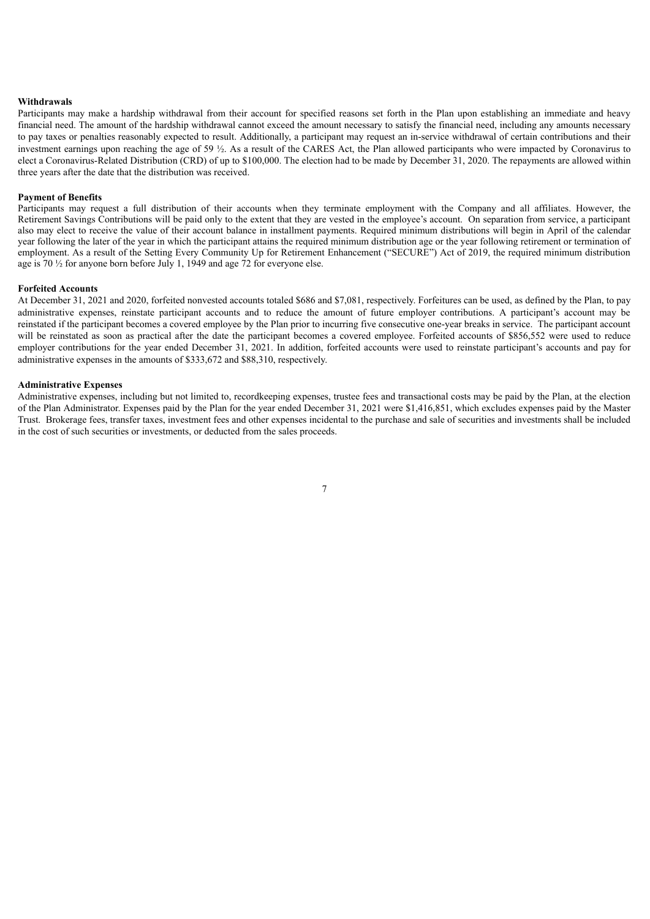**Withdrawals**

Participants may make a hardship withdrawal from their account for specified reasons set forth in the Plan upon establishing an immediate and heavy financial need. The amount of the hardship withdrawal cannot exceed the amount necessary to satisfy the financial need, including any amounts necessary to pay taxes or penalties reasonably expected to result. Additionally, a participant may request an in-service withdrawal of certain contributions and their investment earnings upon reaching the age of 59 ½. As a result of the CARES Act, the Plan allowed participants who were impacted by Coronavirus to elect a Coronavirus-Related Distribution (CRD) of up to \$100,000. The election had to be made by December 31, 2020. The repayments are allowed within three years after the date that the distribution was received.

**Payment of Benefits**

Participants may request a full distribution of their accounts when they terminate employment with the Company and all affiliates. However, the Retirement Savings Contributions will be paid only to the extent that they are vested in the employee's account. On separation from service, a participant also may elect to receive the value of their account balance in installment payments. Required minimum distributions will begin in April of the calendar year following the later of the year in which the participant attains the required minimum distribution age or the year following retirement or termination of employment. As a result of the Setting Every Community Up for Retirement Enhancement ("SECURE") Act of 2019, the required minimum distribution age is 70 ½ for anyone born before July 1, 1949 and age 72 for everyone else.

**Forfeited Accounts**

At December 31, 2021 and 2020, forfeited nonvested accounts totaled \$686 and \$7,081, respectively. Forfeitures can be used, as defined by the Plan, to pay administrative expenses, reinstate participant accounts and to reduce the amount of future employer contributions. A participant's account may be reinstated if the participant becomes a covered employee by the Plan prior to incurring five consecutive one-year breaks in service. The participant account will be reinstated as soon as practical after the date the participant becomes a covered employee. Forfeited accounts of \$856,552 were used to reduce employer contributions for the year ended December 31, 2021. In addition, forfeited accounts were used to reinstate participant's accounts and pay for administrative expenses in the amounts of \$333,672 and \$88,310, respectively.

**Administrative Expenses**

Administrative expenses, including but not limited to, recordkeeping expenses, trustee fees and transactional costs may be paid by the Plan, at the election of the Plan Administrator. Expenses paid by the Plan for the year ended December 31, 2021 were \$1,416,851, which excludes expenses paid by the Master Trust. Brokerage fees, transfer taxes, investment fees and other expenses incidental to the purchase and sale of securities and investments shall be included in the cost of such securities or investments, or deducted from the sales proceeds.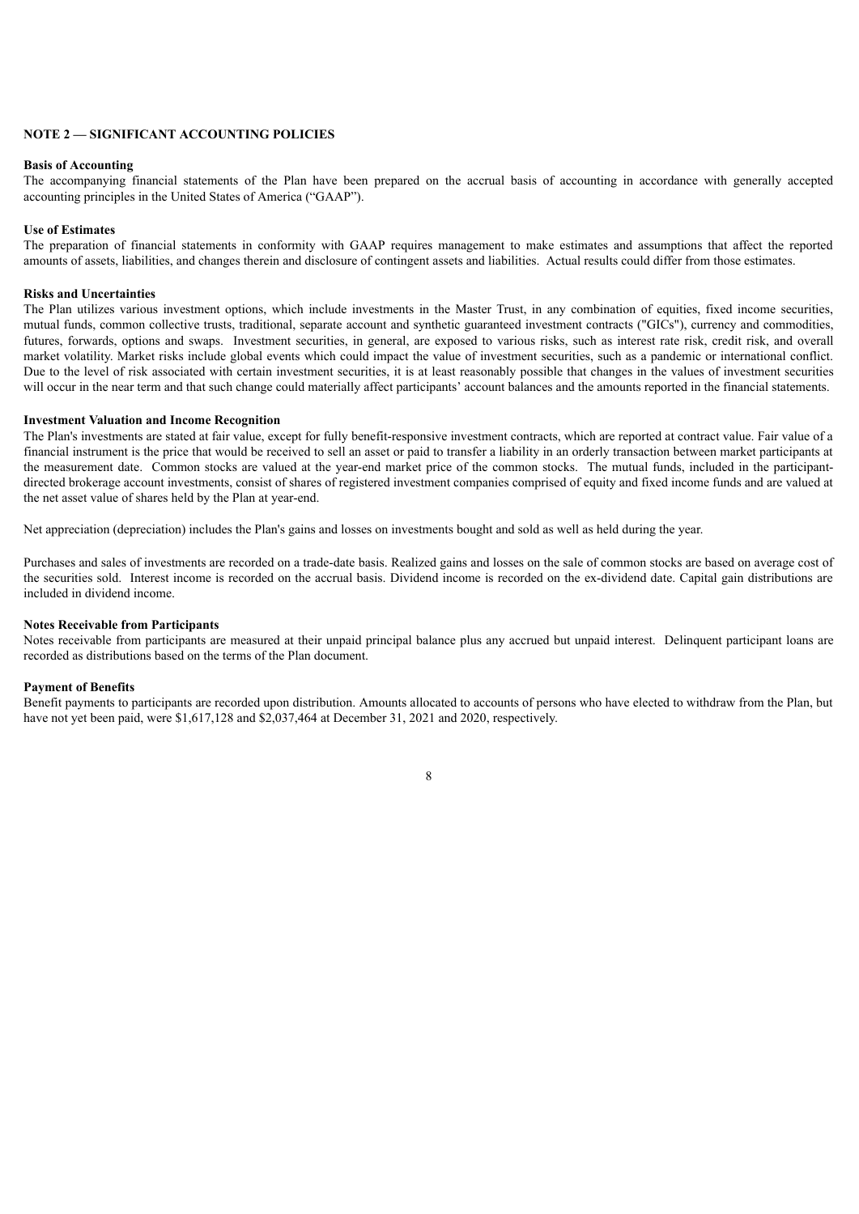## NOTE 2 — SIGNIFICANT ACCOUNTING POLICIES

### Basis of Accounting

The accompanying financial statements of the Plan have been prepared on the accrual basis of accounting in accordance with generally accepted accounting principles in the United States of America ("GAAP").

### Use of Estimates

The preparation of financial statements in conformity with GAAP requires management to make estimates and assumptions that affect the reported amounts of assets, liabilities, and changes therein and disclosure of contingent assets and liabilities. Actual results could differ from those estimates.

### Risks and Uncertainties

The Plan utilizes various investment options, which include investments in the Master Trust, in any combination of equities, fixed income securities, mutual funds, common collective trusts, traditional, separate account and synthetic guaranteed investment contracts ("GICs"), currency and commodities, futures, forwards, options and swaps. Investment securities, in general, are exposed to various risks, such as interest rate risk, credit risk, and overall market volatility. Market risks include global events which could impact the value of investment securities, such as a pandemic or international conflict. Due to the level of risk associated with certain investment securities, it is at least reasonably possible that changes in the values of investment securities will occur in the near term and that such change could materially affect participants' account balances and the amounts reported in the financial statements.

### Investment Valuation and Income Recognition

The Plan's investments are stated at fair value, except for fully benefit-responsive investment contracts, which are reported at contract value. Fair value of a financial instrument is the price that would be received to sell an asset or paid to transfer a liability in an orderly transaction between market participants at the measurement date. Common stocks are valued at the year-end market price of the common stocks. The mutual funds, included in the participant-directed brokerage account investments, consist of shares of registered investment companies comprised of equity and fixed income funds and are valued at the net asset value of shares held by the Plan at year-end.

Net appreciation (depreciation) includes the Plan's gains and losses on investments bought and sold as well as held during the year.

Purchases and sales of investments are recorded on a trade-date basis. Realized gains and losses on the sale of common stocks are based on average cost of the securities sold. Interest income is recorded on the accrual basis. Dividend income is recorded on the ex-dividend date. Capital gain distributions are included in dividend income.

### Notes Receivable from Participants

Notes receivable from participants are measured at their unpaid principal balance plus any accrued but unpaid interest. Delinquent participant loans are recorded as distributions based on the terms of the Plan document.

### Payment of Benefits

Benefit payments to participants are recorded upon distribution. Amounts allocated to accounts of persons who have elected to withdraw from the Plan, but have not yet been paid, were $1,617,128 and $2,037,464 at December 31, 2021 and 2020, respectively.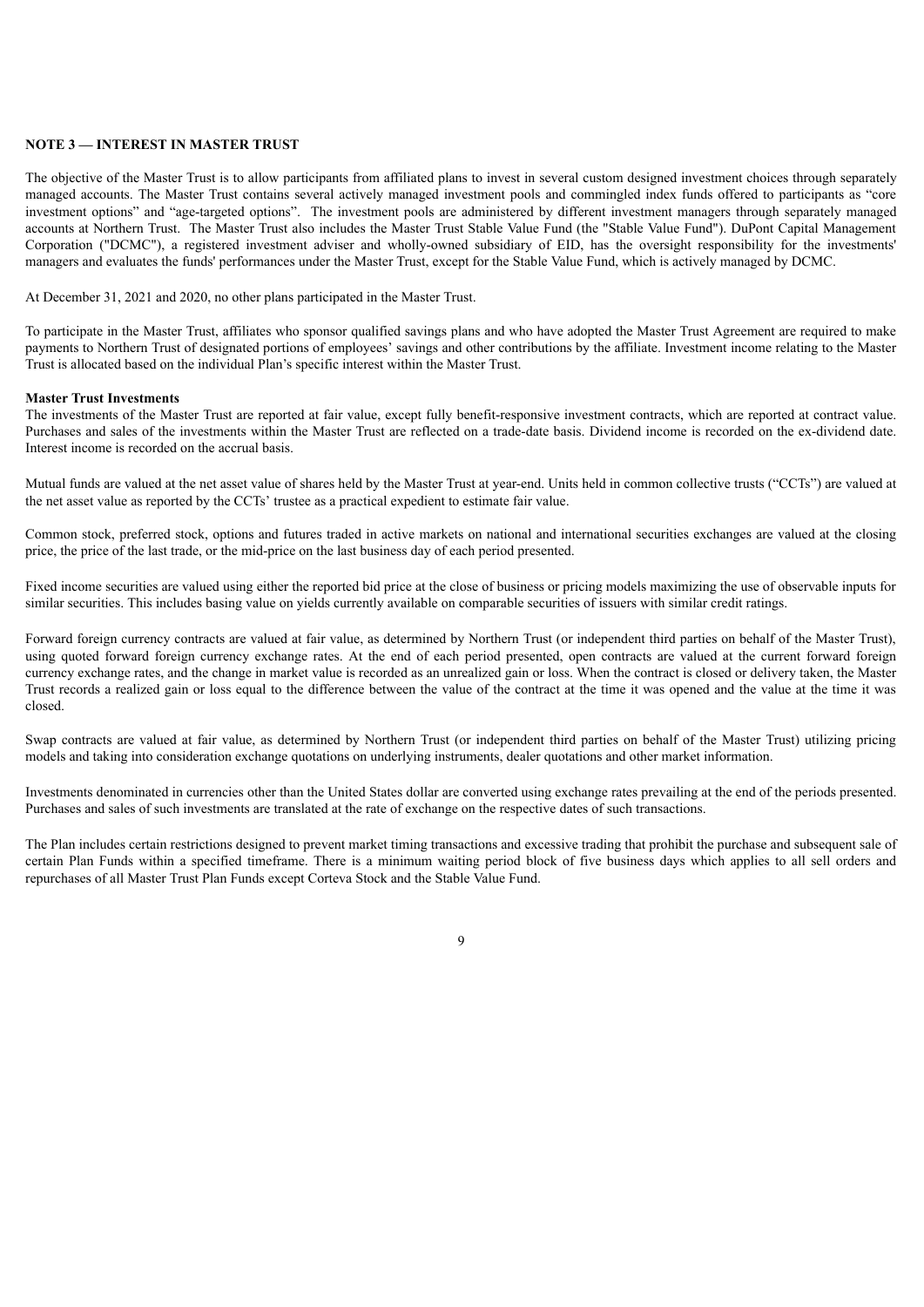## NOTE 3 — INTEREST IN MASTER TRUST

The objective of the Master Trust is to allow participants from affiliated plans to invest in several custom designed investment choices through separately managed accounts. The Master Trust contains several actively managed investment pools and commingled index funds offered to participants as "core investment options" and "age-targeted options". The investment pools are administered by different investment managers through separately managed accounts at Northern Trust. The Master Trust also includes the Master Trust Stable Value Fund (the "Stable Value Fund"). DuPont Capital Management Corporation ("DCMC"), a registered investment adviser and wholly-owned subsidiary of EID, has the oversight responsibility for the investments' managers and evaluates the funds' performances under the Master Trust, except for the Stable Value Fund, which is actively managed by DCMC.

At December 31, 2021 and 2020, no other plans participated in the Master Trust.

To participate in the Master Trust, affiliates who sponsor qualified savings plans and who have adopted the Master Trust Agreement are required to make payments to Northern Trust of designated portions of employees' savings and other contributions by the affiliate. Investment income relating to the Master Trust is allocated based on the individual Plan's specific interest within the Master Trust.

**Master Trust Investments**

The investments of the Master Trust are reported at fair value, except fully benefit-responsive investment contracts, which are reported at contract value. Purchases and sales of the investments within the Master Trust are reflected on a trade-date basis. Dividend income is recorded on the ex-dividend date. Interest income is recorded on the accrual basis.

Mutual funds are valued at the net asset value of shares held by the Master Trust at year-end. Units held in common collective trusts ("CCTs") are valued at the net asset value as reported by the CCTs' trustee as a practical expedient to estimate fair value.

Common stock, preferred stock, options and futures traded in active markets on national and international securities exchanges are valued at the closing price, the price of the last trade, or the mid-price on the last business day of each period presented.

Fixed income securities are valued using either the reported bid price at the close of business or pricing models maximizing the use of observable inputs for similar securities. This includes basing value on yields currently available on comparable securities of issuers with similar credit ratings.

Forward foreign currency contracts are valued at fair value, as determined by Northern Trust (or independent third parties on behalf of the Master Trust), using quoted forward foreign currency exchange rates. At the end of each period presented, open contracts are valued at the current forward foreign currency exchange rates, and the change in market value is recorded as an unrealized gain or loss. When the contract is closed or delivery taken, the Master Trust records a realized gain or loss equal to the difference between the value of the contract at the time it was opened and the value at the time it was closed.

Swap contracts are valued at fair value, as determined by Northern Trust (or independent third parties on behalf of the Master Trust) utilizing pricing models and taking into consideration exchange quotations on underlying instruments, dealer quotations and other market information.

Investments denominated in currencies other than the United States dollar are converted using exchange rates prevailing at the end of the periods presented. Purchases and sales of such investments are translated at the rate of exchange on the respective dates of such transactions.

The Plan includes certain restrictions designed to prevent market timing transactions and excessive trading that prohibit the purchase and subsequent sale of certain Plan Funds within a specified timeframe. There is a minimum waiting period block of five business days which applies to all sell orders and repurchases of all Master Trust Plan Funds except Corteva Stock and the Stable Value Fund.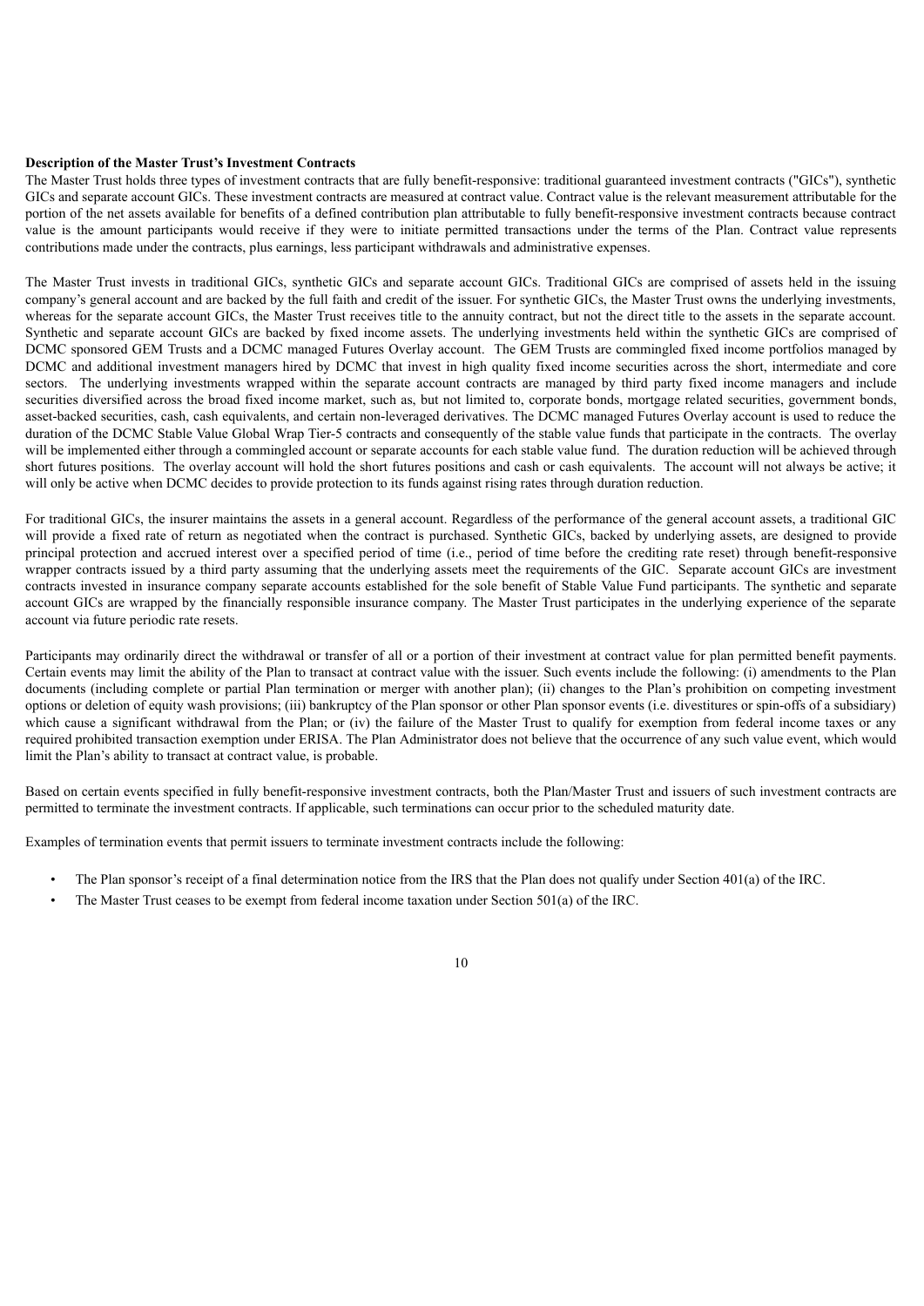**Description of the Master Trust's Investment Contracts**

The Master Trust holds three types of investment contracts that are fully benefit-responsive: traditional guaranteed investment contracts ("GICs"), synthetic GICs and separate account GICs. These investment contracts are measured at contract value. Contract value is the relevant measurement attributable for the portion of the net assets available for benefits of a defined contribution plan attributable to fully benefit-responsive investment contracts because contract value is the amount participants would receive if they were to initiate permitted transactions under the terms of the Plan. Contract value represents contributions made under the contracts, plus earnings, less participant withdrawals and administrative expenses.

The Master Trust invests in traditional GICs, synthetic GICs and separate account GICs. Traditional GICs are comprised of assets held in the issuing company's general account and are backed by the full faith and credit of the issuer. For synthetic GICs, the Master Trust owns the underlying investments, whereas for the separate account GICs, the Master Trust receives title to the annuity contract, but not the direct title to the assets in the separate account. Synthetic and separate account GICs are backed by fixed income assets. The underlying investments held within the synthetic GICs are comprised of DCMC sponsored GEM Trusts and a DCMC managed Futures Overlay account. The GEM Trusts are commingled fixed income portfolios managed by DCMC and additional investment managers hired by DCMC that invest in high quality fixed income securities across the short, intermediate and core sectors. The underlying investments wrapped within the separate account contracts are managed by third party fixed income managers and include securities diversified across the broad fixed income market, such as, but not limited to, corporate bonds, mortgage related securities, government bonds, asset-backed securities, cash, cash equivalents, and certain non-leveraged derivatives. The DCMC managed Futures Overlay account is used to reduce the duration of the DCMC Stable Value Global Wrap Tier-5 contracts and consequently of the stable value funds that participate in the contracts. The overlay will be implemented either through a commingled account or separate accounts for each stable value fund. The duration reduction will be achieved through short futures positions. The overlay account will hold the short futures positions and cash or cash equivalents. The account will not always be active; it will only be active when DCMC decides to provide protection to its funds against rising rates through duration reduction.

For traditional GICs, the insurer maintains the assets in a general account. Regardless of the performance of the general account assets, a traditional GIC will provide a fixed rate of return as negotiated when the contract is purchased. Synthetic GICs, backed by underlying assets, are designed to provide principal protection and accrued interest over a specified period of time (i.e., period of time before the crediting rate reset) through benefit-responsive wrapper contracts issued by a third party assuming that the underlying assets meet the requirements of the GIC. Separate account GICs are investment contracts invested in insurance company separate accounts established for the sole benefit of Stable Value Fund participants. The synthetic and separate account GICs are wrapped by the financially responsible insurance company. The Master Trust participates in the underlying experience of the separate account via future periodic rate resets.

Participants may ordinarily direct the withdrawal or transfer of all or a portion of their investment at contract value for plan permitted benefit payments. Certain events may limit the ability of the Plan to transact at contract value with the issuer. Such events include the following: (i) amendments to the Plan documents (including complete or partial Plan termination or merger with another plan); (ii) changes to the Plan's prohibition on competing investment options or deletion of equity wash provisions; (iii) bankruptcy of the Plan sponsor or other Plan sponsor events (i.e. divestitures or spin-offs of a subsidiary) which cause a significant withdrawal from the Plan; or (iv) the failure of the Master Trust to qualify for exemption from federal income taxes or any required prohibited transaction exemption under ERISA. The Plan Administrator does not believe that the occurrence of any such value event, which would limit the Plan's ability to transact at contract value, is probable.

Based on certain events specified in fully benefit-responsive investment contracts, both the Plan/Master Trust and issuers of such investment contracts are permitted to terminate the investment contracts. If applicable, such terminations can occur prior to the scheduled maturity date.

Examples of termination events that permit issuers to terminate investment contracts include the following:

- The Plan sponsor's receipt of a final determination notice from the IRS that the Plan does not qualify under Section 401(a) of the IRC.
- The Master Trust ceases to be exempt from federal income taxation under Section 501(a) of the IRC.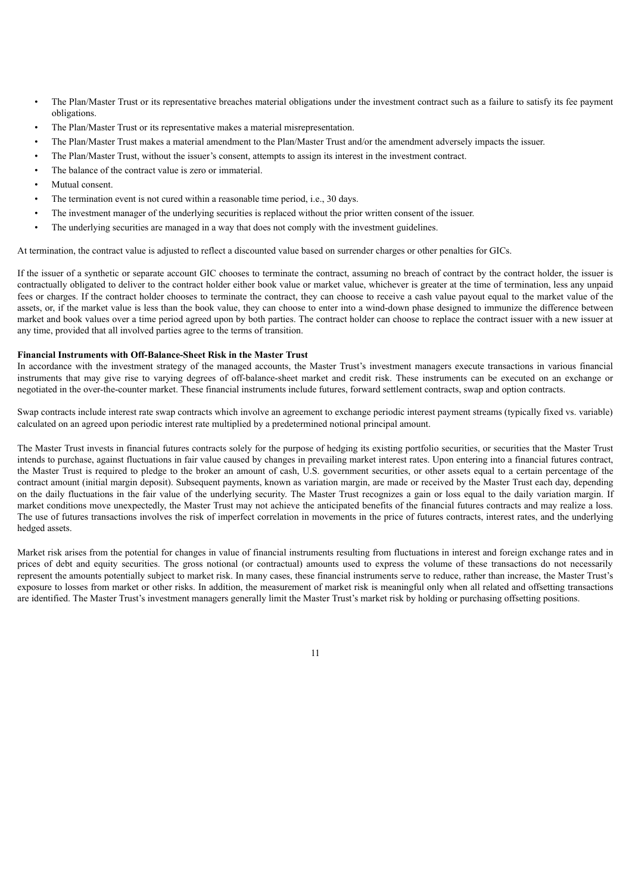- The Plan/Master Trust or its representative breaches material obligations under the investment contract such as a failure to satisfy its fee payment obligations.
- The Plan/Master Trust or its representative makes a material misrepresentation.
- The Plan/Master Trust makes a material amendment to the Plan/Master Trust and/or the amendment adversely impacts the issuer.
- The Plan/Master Trust, without the issuer's consent, attempts to assign its interest in the investment contract.
- The balance of the contract value is zero or immaterial.
- Mutual consent.
- The termination event is not cured within a reasonable time period, i.e., 30 days.
- The investment manager of the underlying securities is replaced without the prior written consent of the issuer.
- The underlying securities are managed in a way that does not comply with the investment guidelines.

At termination, the contract value is adjusted to reflect a discounted value based on surrender charges or other penalties for GICs.

If the issuer of a synthetic or separate account GIC chooses to terminate the contract, assuming no breach of contract by the contract holder, the issuer is contractually obligated to deliver to the contract holder either book value or market value, whichever is greater at the time of termination, less any unpaid fees or charges. If the contract holder chooses to terminate the contract, they can choose to receive a cash value payout equal to the market value of the assets, or, if the market value is less than the book value, they can choose to enter into a wind-down phase designed to immunize the difference between market and book values over a time period agreed upon by both parties. The contract holder can choose to replace the contract issuer with a new issuer at any time, provided that all involved parties agree to the terms of transition.

**Financial Instruments with Off-Balance-Sheet Risk in the Master Trust**

In accordance with the investment strategy of the managed accounts, the Master Trust's investment managers execute transactions in various financial instruments that may give rise to varying degrees of off-balance-sheet market and credit risk. These instruments can be executed on an exchange or negotiated in the over-the-counter market. These financial instruments include futures, forward settlement contracts, swap and option contracts.

Swap contracts include interest rate swap contracts which involve an agreement to exchange periodic interest payment streams (typically fixed vs. variable) calculated on an agreed upon periodic interest rate multiplied by a predetermined notional principal amount.

The Master Trust invests in financial futures contracts solely for the purpose of hedging its existing portfolio securities, or securities that the Master Trust intends to purchase, against fluctuations in fair value caused by changes in prevailing market interest rates. Upon entering into a financial futures contract, the Master Trust is required to pledge to the broker an amount of cash, U.S. government securities, or other assets equal to a certain percentage of the contract amount (initial margin deposit). Subsequent payments, known as variation margin, are made or received by the Master Trust each day, depending on the daily fluctuations in the fair value of the underlying security. The Master Trust recognizes a gain or loss equal to the daily variation margin. If market conditions move unexpectedly, the Master Trust may not achieve the anticipated benefits of the financial futures contracts and may realize a loss. The use of futures transactions involves the risk of imperfect correlation in movements in the price of futures contracts, interest rates, and the underlying hedged assets.

Market risk arises from the potential for changes in value of financial instruments resulting from fluctuations in interest and foreign exchange rates and in prices of debt and equity securities. The gross notional (or contractual) amounts used to express the volume of these transactions do not necessarily represent the amounts potentially subject to market risk. In many cases, these financial instruments serve to reduce, rather than increase, the Master Trust's exposure to losses from market or other risks. In addition, the measurement of market risk is meaningful only when all related and offsetting transactions are identified. The Master Trust's investment managers generally limit the Master Trust's market risk by holding or purchasing offsetting positions.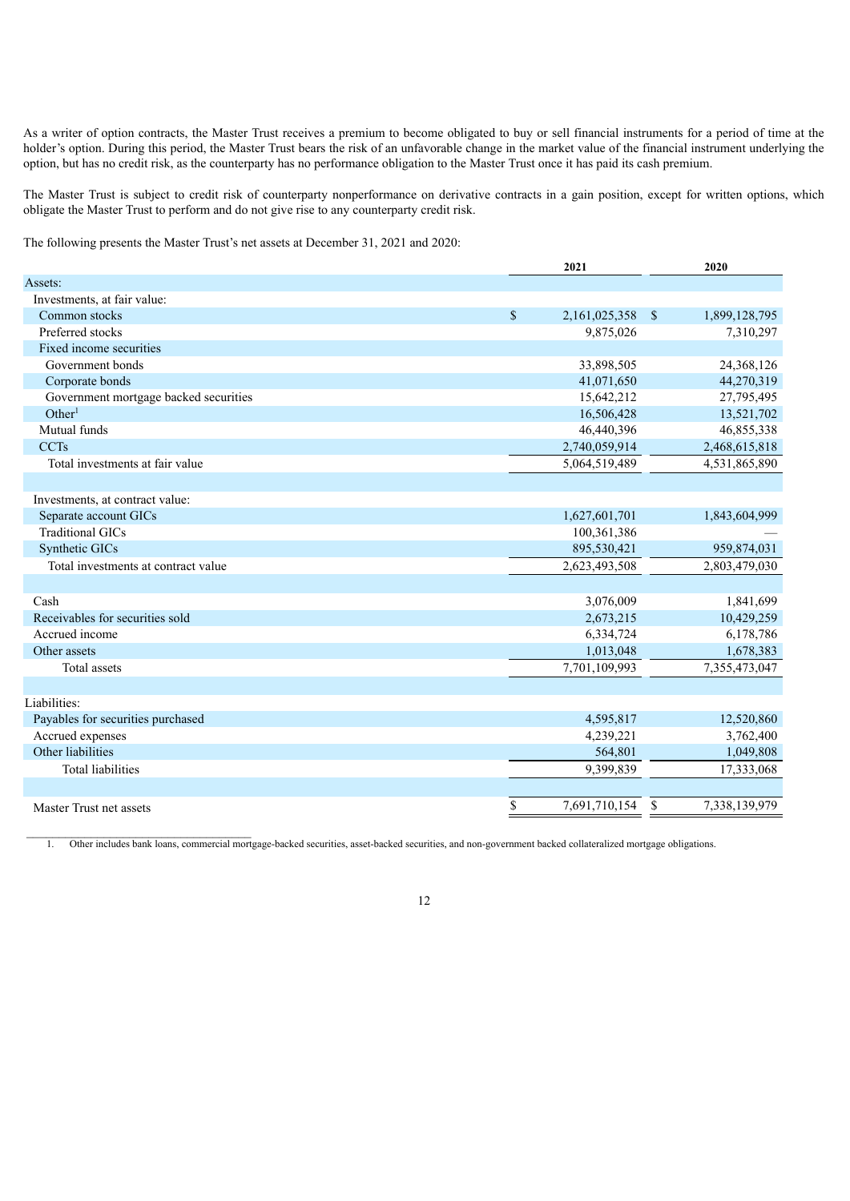As a writer of option contracts, the Master Trust receives a premium to become obligated to buy or sell financial instruments for a period of time at the holder's option. During this period, the Master Trust bears the risk of an unfavorable change in the market value of the financial instrument underlying the option, but has no credit risk, as the counterparty has no performance obligation to the Master Trust once it has paid its cash premium.

The Master Trust is subject to credit risk of counterparty nonperformance on derivative contracts in a gain position, except for written options, which obligate the Master Trust to perform and do not give rise to any counterparty credit risk.

The following presents the Master Trust's net assets at December 31, 2021 and 2020:

| | 2021 | 2020 |
|---|---|---|
| Assets: | | |
| Investments, at fair value: | | |
| Common stocks | $ 2,161,025,358 | $ 1,899,128,795 |
| Preferred stocks | 9,875,026 | 7,310,297 |
| Fixed income securities | | |
| Government bonds | 33,898,505 | 24,368,126 |
| Corporate bonds | 41,071,650 | 44,270,319 |
| Government mortgage backed securities | 15,642,212 | 27,795,495 |
| Other[1] | 16,506,428 | 13,521,702 |
| Mutual funds | 46,440,396 | 46,855,338 |
| CCTs | 2,740,059,914 | 2,468,615,818 |
| Total investments at fair value | 5,064,519,489 | 4,531,865,890 |
| | | |
| Investments, at contract value: | | |
| Separate account GICs | 1,627,601,701 | 1,843,604,999 |
| Traditional GICs | 100,361,386 | — |
| Synthetic GICs | 895,530,421 | 959,874,031 |
| Total investments at contract value | 2,623,493,508 | 2,803,479,030 |
| | | |
| Cash | 3,076,009 | 1,841,699 |
| Receivables for securities sold | 2,673,215 | 10,429,259 |
| Accrued income | 6,334,724 | 6,178,786 |
| Other assets | 1,013,048 | 1,678,383 |
| Total assets | 7,701,109,993 | 7,355,473,047 |
| | | |
| Liabilities: | | |
| Payables for securities purchased | 4,595,817 | 12,520,860 |
| Accrued expenses | 4,239,221 | 3,762,400 |
| Other liabilities | 564,801 | 1,049,808 |
| Total liabilities | 9,399,839 | 17,333,068 |
| | | |
| Master Trust net assets | $ 7,691,710,154 | $ 7,338,139,979 |

1. Other includes bank loans, commercial mortgage-backed securities, asset-backed securities, and non-government backed collateralized mortgage obligations.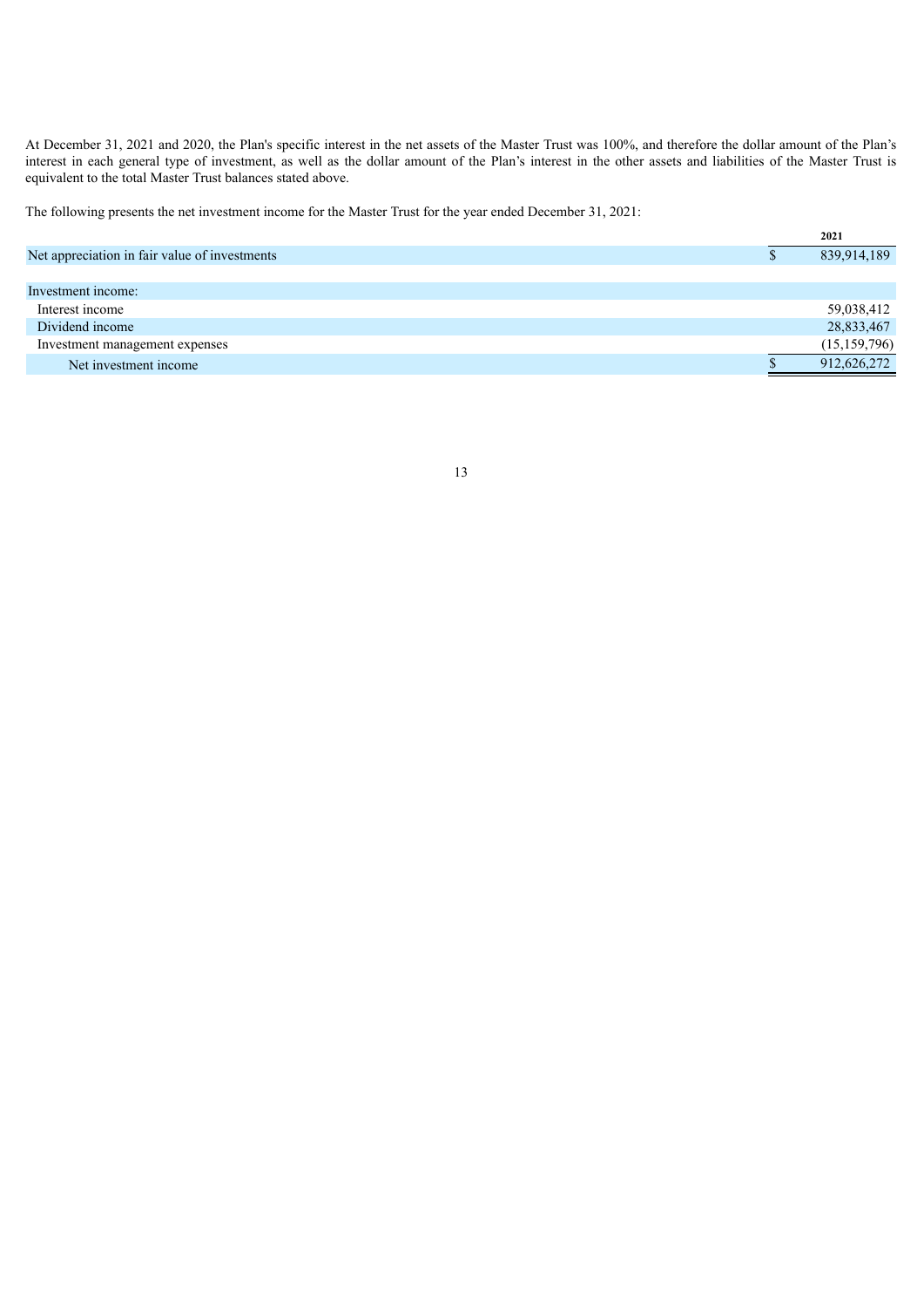At December 31, 2021 and 2020, the Plan's specific interest in the net assets of the Master Trust was 100%, and therefore the dollar amount of the Plan’s interest in each general type of investment, as well as the dollar amount of the Plan’s interest in the other assets and liabilities of the Master Trust is equivalent to the total Master Trust balances stated above.

The following presents the net investment income for the Master Trust for the year ended December 31, 2021:

| | 2021 |
|---|---|
| Net appreciation in fair value of investments | $ 839,914,189 |
| | |
| Investment income: | |
| Interest income | 59,038,412 |
| Dividend income | 28,833,467 |
| Investment management expenses | (15,159,796) |
| Net investment income | $ 912,626,272 |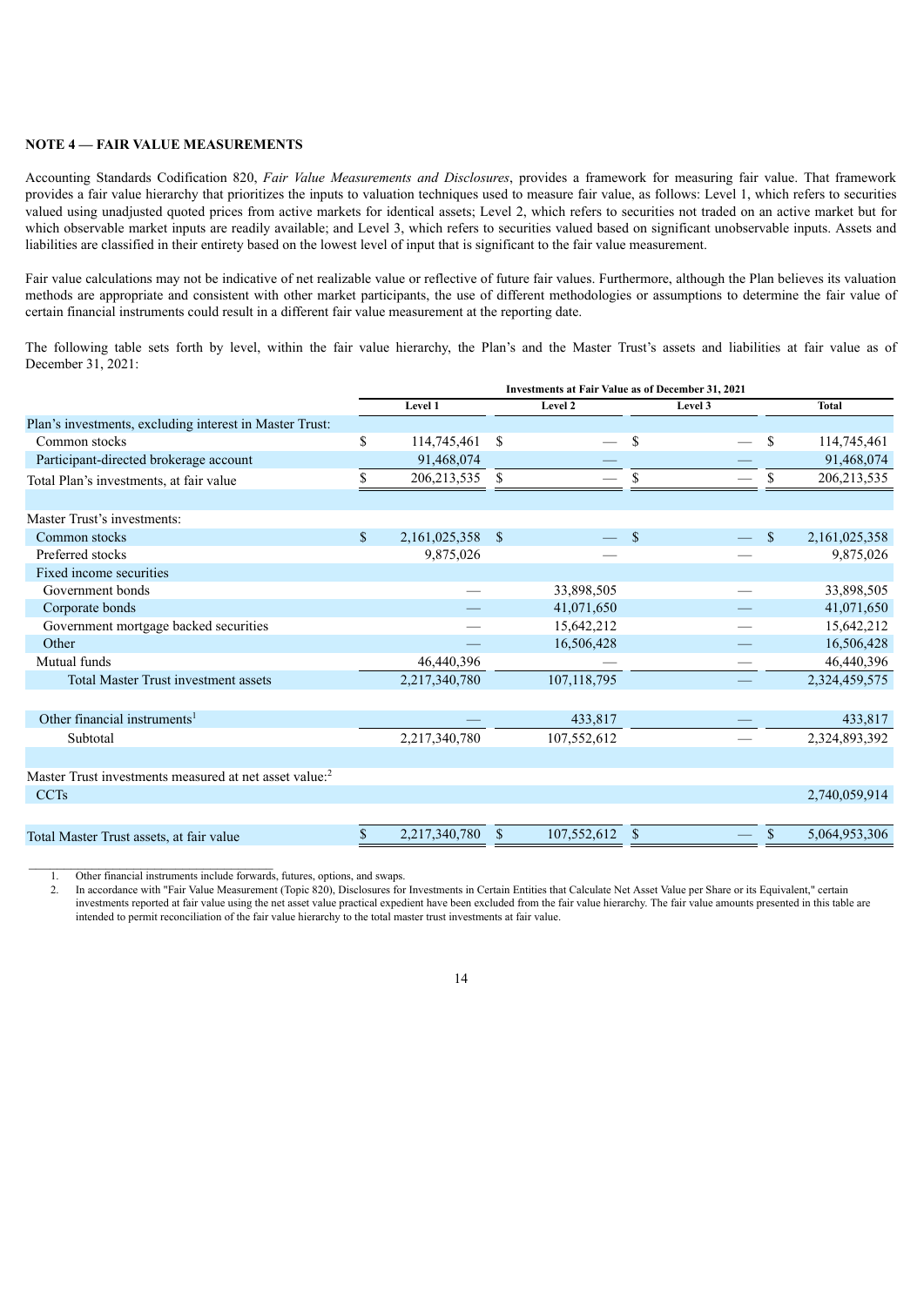**NOTE 4 — FAIR VALUE MEASUREMENTS**

Accounting Standards Codification 820, *Fair Value Measurements and Disclosures*, provides a framework for measuring fair value. That framework provides a fair value hierarchy that prioritizes the inputs to valuation techniques used to measure fair value, as follows: Level 1, which refers to securities valued using unadjusted quoted prices from active markets for identical assets; Level 2, which refers to securities not traded on an active market but for which observable market inputs are readily available; and Level 3, which refers to securities valued based on significant unobservable inputs. Assets and liabilities are classified in their entirety based on the lowest level of input that is significant to the fair value measurement.

Fair value calculations may not be indicative of net realizable value or reflective of future fair values. Furthermore, although the Plan believes its valuation methods are appropriate and consistent with other market participants, the use of different methodologies or assumptions to determine the fair value of certain financial instruments could result in a different fair value measurement at the reporting date.

The following table sets forth by level, within the fair value hierarchy, the Plan's and the Master Trust's assets and liabilities at fair value as of December 31, 2021:

| | Investments at Fair Value as of December 31, 2021 | | | |
|---|---|---|---|---|
| | Level 1 | Level 2 | Level 3 | Total |
| Plan's investments, excluding interest in Master Trust: | | | | |
| Common stocks | $ 114,745,461 | $ — | $ — | $ 114,745,461 |
| Participant-directed brokerage account | 91,468,074 | — | — | 91,468,074 |
| Total Plan's investments, at fair value | $ 206,213,535 | $ — | $ — | $ 206,213,535 |
| | | | | |
| Master Trust's investments: | | | | |
| Common stocks | $ 2,161,025,358 | $ — | $ — | $ 2,161,025,358 |
| Preferred stocks | 9,875,026 | — | — | 9,875,026 |
| Fixed income securities | | | | |
| Government bonds | — | 33,898,505 | — | 33,898,505 |
| Corporate bonds | — | 41,071,650 | — | 41,071,650 |
| Government mortgage backed securities | — | 15,642,212 | — | 15,642,212 |
| Other | — | 16,506,428 | — | 16,506,428 |
| Mutual funds | 46,440,396 | — | — | 46,440,396 |
| Total Master Trust investment assets | 2,217,340,780 | 107,118,795 | — | 2,324,459,575 |
| | | | | |
| Other financial instruments[1] | — | 433,817 | — | 433,817 |
| Subtotal | 2,217,340,780 | 107,552,612 | — | 2,324,893,392 |
| | | | | |
| Master Trust investments measured at net asset value:[2] | | | | |
| CCTs | | | | 2,740,059,914 |
| | | | | |
| Total Master Trust assets, at fair value | $ 2,217,340,780 | $ 107,552,612 | $ — | $ 5,064,953,306 |

1. Other financial instruments include forwards, futures, options, and swaps.
2. In accordance with "Fair Value Measurement (Topic 820), Disclosures for Investments in Certain Entities that Calculate Net Asset Value per Share or its Equivalent," certain investments reported at fair value using the net asset value practical expedient have been excluded from the fair value hierarchy. The fair value amounts presented in this table are intended to permit reconciliation of the fair value hierarchy to the total master trust investments at fair value.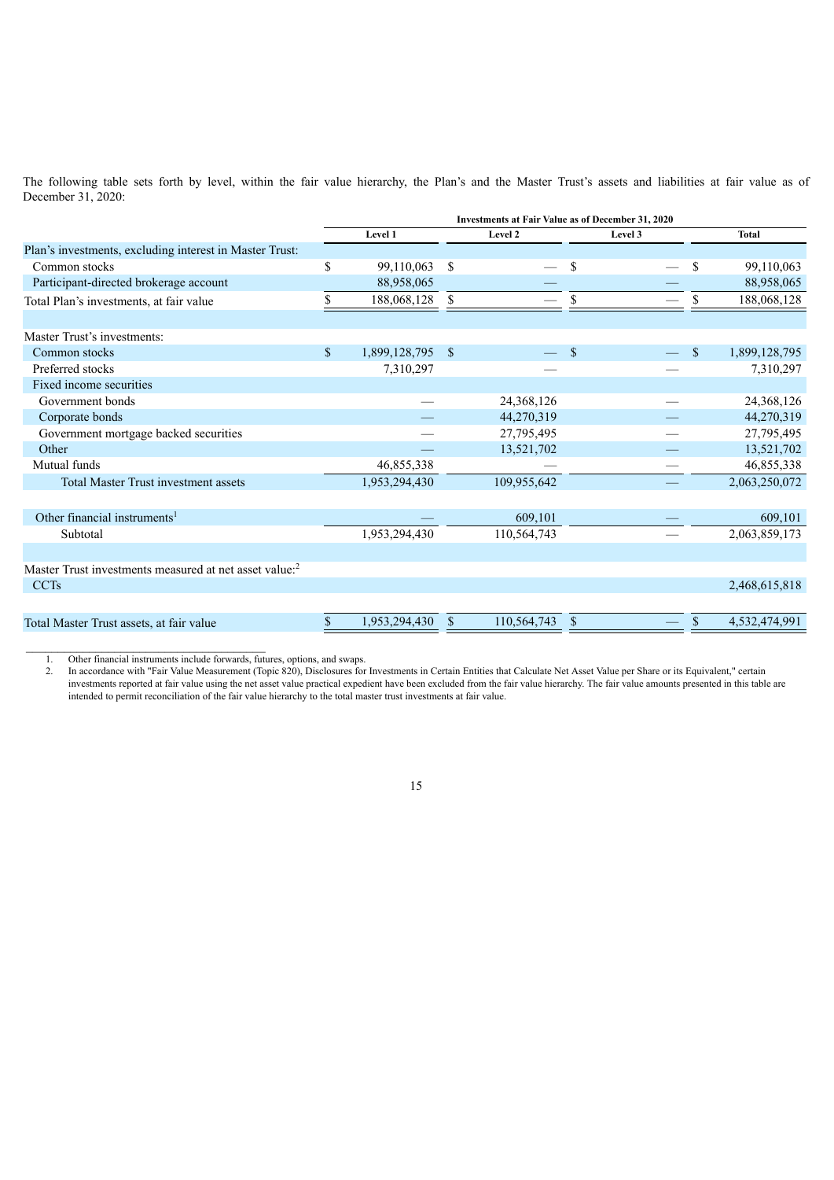The following table sets forth by level, within the fair value hierarchy, the Plan's and the Master Trust's assets and liabilities at fair value as of December 31, 2020:

| | Investments at Fair Value as of December 31, 2020 | | | |
|---|---|---|---|---|
| | Level 1 | Level 2 | Level 3 | Total |
| Plan's investments, excluding interest in Master Trust: | | | | |
| Common stocks | $ 99,110,063 | $ — | $ — | $ 99,110,063 |
| Participant-directed brokerage account | 88,958,065 | — | — | 88,958,065 |
| Total Plan's investments, at fair value | $ 188,068,128 | $ — | $ — | $ 188,068,128 |
| | | | | |
| Master Trust's investments: | | | | |
| Common stocks | $ 1,899,128,795 | $ — | $ — | $ 1,899,128,795 |
| Preferred stocks | 7,310,297 | — | — | 7,310,297 |
| Fixed income securities | | | | |
| Government bonds | — | 24,368,126 | — | 24,368,126 |
| Corporate bonds | — | 44,270,319 | — | 44,270,319 |
| Government mortgage backed securities | — | 27,795,495 | — | 27,795,495 |
| Other | — | 13,521,702 | — | 13,521,702 |
| Mutual funds | 46,855,338 | — | — | 46,855,338 |
| Total Master Trust investment assets | 1,953,294,430 | 109,955,642 | — | 2,063,250,072 |
| | | | | |
| Other financial instruments[1] | — | 609,101 | — | 609,101 |
| Subtotal | 1,953,294,430 | 110,564,743 | — | 2,063,859,173 |
| | | | | |
| Master Trust investments measured at net asset value:[2] | | | | |
| CCTs | | | | 2,468,615,818 |
| | | | | |
| Total Master Trust assets, at fair value | $ 1,953,294,430 | $ 110,564,743 | $ — | $ 4,532,474,991 |

1. Other financial instruments include forwards, futures, options, and swaps.
2. In accordance with "Fair Value Measurement (Topic 820), Disclosures for Investments in Certain Entities that Calculate Net Asset Value per Share or its Equivalent," certain investments reported at fair value using the net asset value practical expedient have been excluded from the fair value hierarchy. The fair value amounts presented in this table are intended to permit reconciliation of the fair value hierarchy to the total master trust investments at fair value.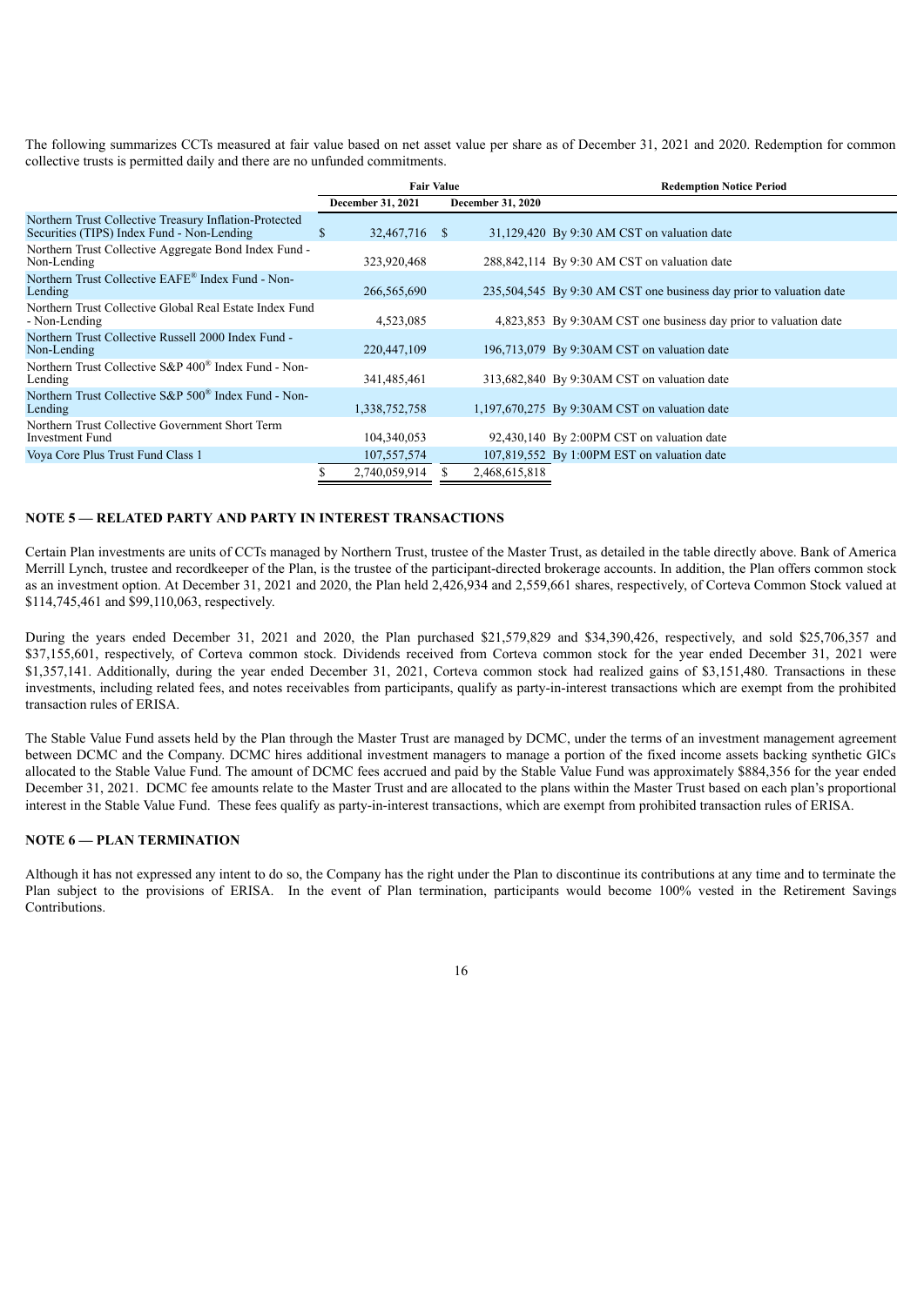The following summarizes CCTs measured at fair value based on net asset value per share as of December 31, 2021 and 2020. Redemption for common collective trusts is permitted daily and there are no unfunded commitments.

| | Fair Value | | Redemption Notice Period |
|---|---|---|---|
| | December 31, 2021 | December 31, 2020 | |
| Northern Trust Collective Treasury Inflation-Protected Securities (TIPS) Index Fund - Non-Lending | $ 32,467,716 | $ 31,129,420 | By 9:30 AM CST on valuation date |
| Northern Trust Collective Aggregate Bond Index Fund - Non-Lending | 323,920,468 | 288,842,114 | By 9:30 AM CST on valuation date |
| Northern Trust Collective EAFE® Index Fund - Non-Lending | 266,565,690 | 235,504,545 | By 9:30 AM CST one business day prior to valuation date |
| Northern Trust Collective Global Real Estate Index Fund - Non-Lending | 4,523,085 | 4,823,853 | By 9:30AM CST one business day prior to valuation date |
| Northern Trust Collective Russell 2000 Index Fund - Non-Lending | 220,447,109 | 196,713,079 | By 9:30AM CST on valuation date |
| Northern Trust Collective S&P 400® Index Fund - Non-Lending | 341,485,461 | 313,682,840 | By 9:30AM CST on valuation date |
| Northern Trust Collective S&P 500® Index Fund - Non-Lending | 1,338,752,758 | 1,197,670,275 | By 9:30AM CST on valuation date |
| Northern Trust Collective Government Short Term Investment Fund | 104,340,053 | 92,430,140 | By 2:00PM CST on valuation date |
| Voya Core Plus Trust Fund Class 1 | 107,557,574 | 107,819,552 | By 1:00PM EST on valuation date |
| | $ 2,740,059,914 | $ 2,468,615,818 | |

## NOTE 5 — RELATED PARTY AND PARTY IN INTEREST TRANSACTIONS

Certain Plan investments are units of CCTs managed by Northern Trust, trustee of the Master Trust, as detailed in the table directly above. Bank of America Merrill Lynch, trustee and recordkeeper of the Plan, is the trustee of the participant-directed brokerage accounts. In addition, the Plan offers common stock as an investment option. At December 31, 2021 and 2020, the Plan held 2,426,934 and 2,559,661 shares, respectively, of Corteva Common Stock valued at $114,745,461 and $99,110,063, respectively.

During the years ended December 31, 2021 and 2020, the Plan purchased $21,579,829 and $34,390,426, respectively, and sold $25,706,357 and $37,155,601, respectively, of Corteva common stock. Dividends received from Corteva common stock for the year ended December 31, 2021 were $1,357,141. Additionally, during the year ended December 31, 2021, Corteva common stock had realized gains of $3,151,480. Transactions in these investments, including related fees, and notes receivables from participants, qualify as party-in-interest transactions which are exempt from the prohibited transaction rules of ERISA.

The Stable Value Fund assets held by the Plan through the Master Trust are managed by DCMC, under the terms of an investment management agreement between DCMC and the Company. DCMC hires additional investment managers to manage a portion of the fixed income assets backing synthetic GICs allocated to the Stable Value Fund. The amount of DCMC fees accrued and paid by the Stable Value Fund was approximately $884,356 for the year ended December 31, 2021. DCMC fee amounts relate to the Master Trust and are allocated to the plans within the Master Trust based on each plan's proportional interest in the Stable Value Fund. These fees qualify as party-in-interest transactions, which are exempt from prohibited transaction rules of ERISA.

## NOTE 6 — PLAN TERMINATION

Although it has not expressed any intent to do so, the Company has the right under the Plan to discontinue its contributions at any time and to terminate the Plan subject to the provisions of ERISA. In the event of Plan termination, participants would become 100% vested in the Retirement Savings Contributions.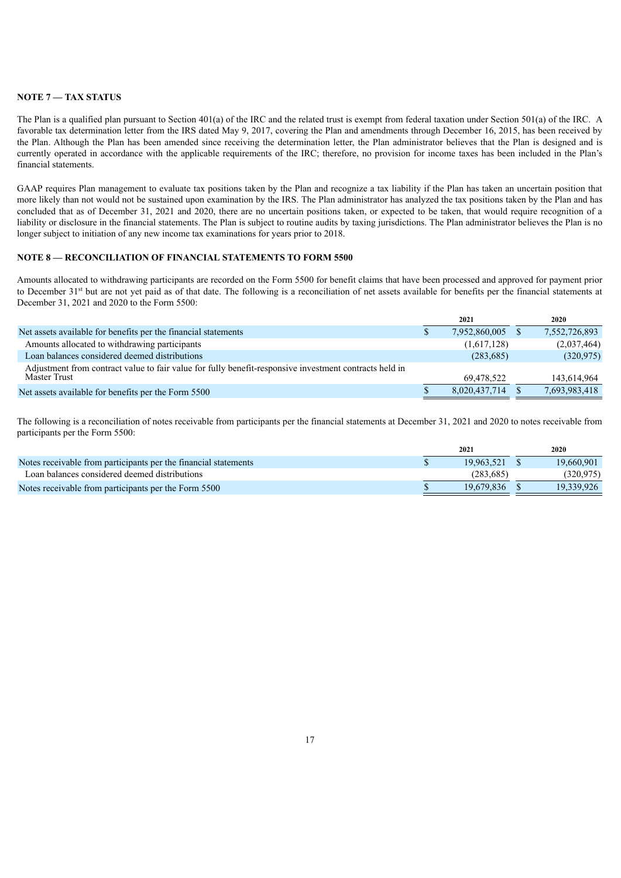## NOTE 7 — TAX STATUS

The Plan is a qualified plan pursuant to Section 401(a) of the IRC and the related trust is exempt from federal taxation under Section 501(a) of the IRC. A favorable tax determination letter from the IRS dated May 9, 2017, covering the Plan and amendments through December 16, 2015, has been received by the Plan. Although the Plan has been amended since receiving the determination letter, the Plan administrator believes that the Plan is designed and is currently operated in accordance with the applicable requirements of the IRC; therefore, no provision for income taxes has been included in the Plan's financial statements.

GAAP requires Plan management to evaluate tax positions taken by the Plan and recognize a tax liability if the Plan has taken an uncertain position that more likely than not would not be sustained upon examination by the IRS. The Plan administrator has analyzed the tax positions taken by the Plan and has concluded that as of December 31, 2021 and 2020, there are no uncertain positions taken, or expected to be taken, that would require recognition of a liability or disclosure in the financial statements. The Plan is subject to routine audits by taxing jurisdictions. The Plan administrator believes the Plan is no longer subject to initiation of any new income tax examinations for years prior to 2018.

## NOTE 8 — RECONCILIATION OF FINANCIAL STATEMENTS TO FORM 5500

Amounts allocated to withdrawing participants are recorded on the Form 5500 for benefit claims that have been processed and approved for payment prior to December 31st but are not yet paid as of that date. The following is a reconciliation of net assets available for benefits per the financial statements at December 31, 2021 and 2020 to the Form 5500:

| | 2021 | 2020 |
|---|---|---|
| Net assets available for benefits per the financial statements | $ 7,952,860,005 | $ 7,552,726,893 |
| Amounts allocated to withdrawing participants | (1,617,128) | (2,037,464) |
| Loan balances considered deemed distributions | (283,685) | (320,975) |
| Adjustment from contract value to fair value for fully benefit-responsive investment contracts held in Master Trust | 69,478,522 | 143,614,964 |
| Net assets available for benefits per the Form 5500 | $ 8,020,437,714 | $ 7,693,983,418 |

The following is a reconciliation of notes receivable from participants per the financial statements at December 31, 2021 and 2020 to notes receivable from participants per the Form 5500:

| | 2021 | 2020 |
|---|---|---|
| Notes receivable from participants per the financial statements | $ 19,963,521 | $ 19,660,901 |
| Loan balances considered deemed distributions | (283,685) | (320,975) |
| Notes receivable from participants per the Form 5500 | $ 19,679,836 | $ 19,339,926 |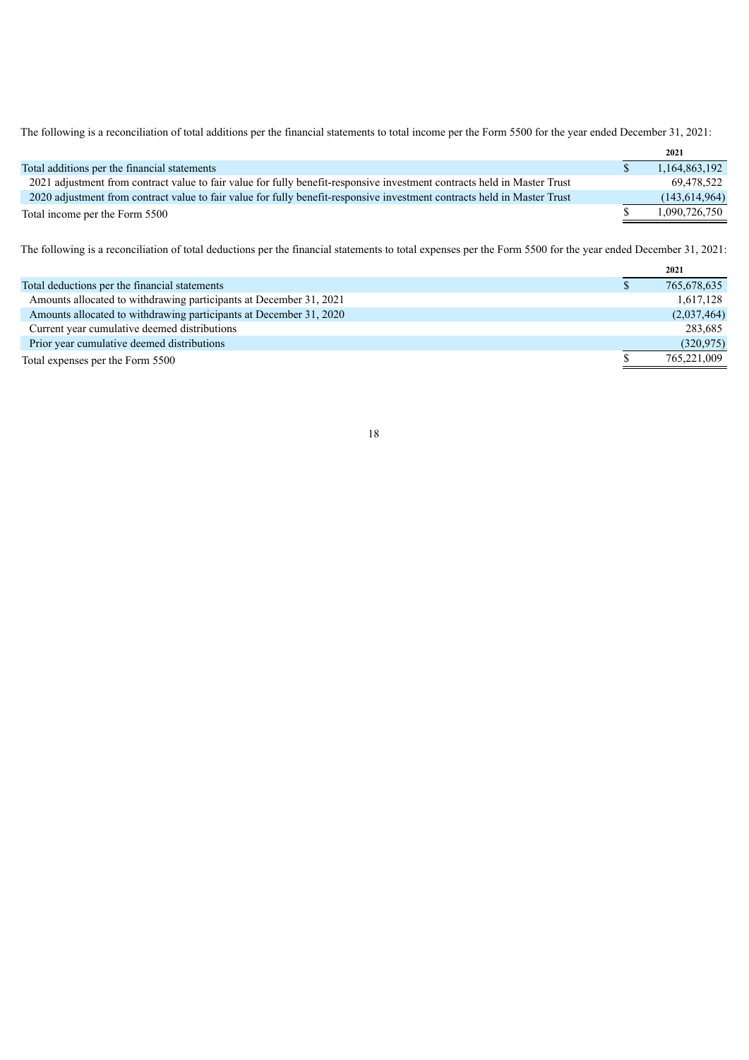The following is a reconciliation of total additions per the financial statements to total income per the Form 5500 for the year ended December 31, 2021:

| | 2021 |
|---|---|
| Total additions per the financial statements | $ 1,164,863,192 |
| 2021 adjustment from contract value to fair value for fully benefit-responsive investment contracts held in Master Trust | 69,478,522 |
| 2020 adjustment from contract value to fair value for fully benefit-responsive investment contracts held in Master Trust | (143,614,964) |
| Total income per the Form 5500 | $ 1,090,726,750 |

The following is a reconciliation of total deductions per the financial statements to total expenses per the Form 5500 for the year ended December 31, 2021:

| | 2021 |
|---|---|
| Total deductions per the financial statements | $ 765,678,635 |
| Amounts allocated to withdrawing participants at December 31, 2021 | 1,617,128 |
| Amounts allocated to withdrawing participants at December 31, 2020 | (2,037,464) |
| Current year cumulative deemed distributions | 283,685 |
| Prior year cumulative deemed distributions | (320,975) |
| Total expenses per the Form 5500 | $ 765,221,009 |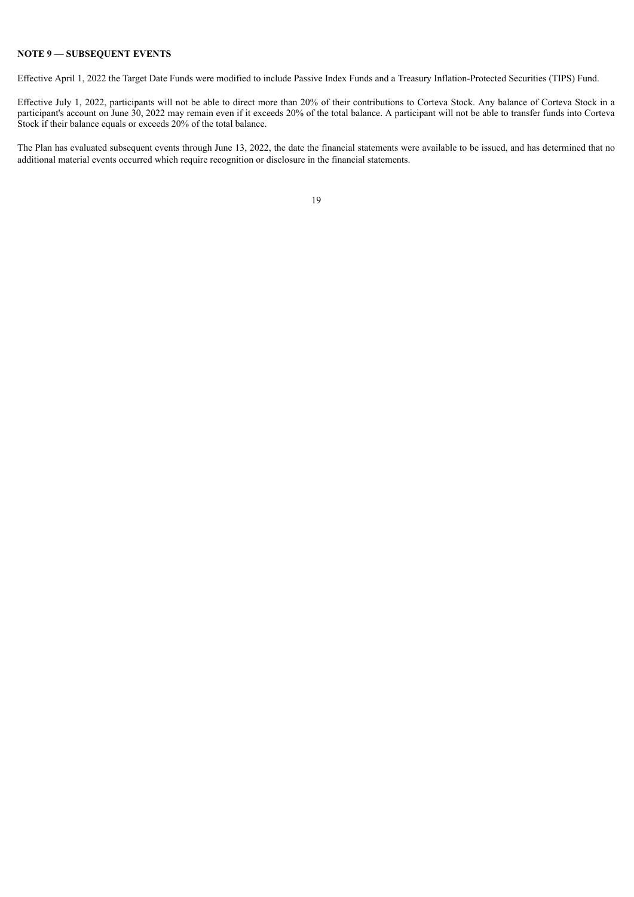**NOTE 9 — SUBSEQUENT EVENTS**

Effective April 1, 2022 the Target Date Funds were modified to include Passive Index Funds and a Treasury Inflation-Protected Securities (TIPS) Fund.

Effective July 1, 2022, participants will not be able to direct more than 20% of their contributions to Corteva Stock. Any balance of Corteva Stock in a participant's account on June 30, 2022 may remain even if it exceeds 20% of the total balance. A participant will not be able to transfer funds into Corteva Stock if their balance equals or exceeds 20% of the total balance.

The Plan has evaluated subsequent events through June 13, 2022, the date the financial statements were available to be issued, and has determined that no additional material events occurred which require recognition or disclosure in the financial statements.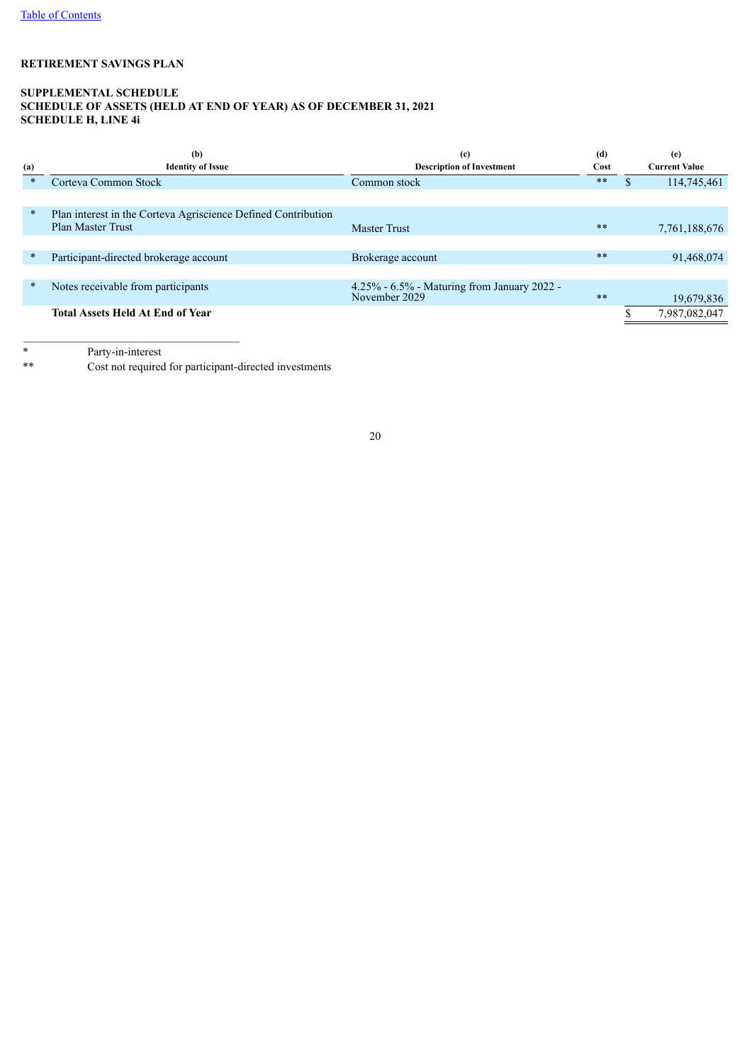**RETIREMENT SAVINGS PLAN**

**SUPPLEMENTAL SCHEDULE**
**SCHEDULE OF ASSETS (HELD AT END OF YEAR) AS OF DECEMBER 31, 2021**
**SCHEDULE H, LINE 4i**

| (a) | (b) Identity of Issue | (c) Description of Investment | (d) Cost | (e) Current Value |
|---|---|---|---|---|
| * | Corteva Common Stock | Common stock | ** | $ 114,745,461 |
| * | Plan interest in the Corteva Agriscience Defined Contribution Plan Master Trust | Master Trust | ** | 7,761,188,676 |
| * | Participant-directed brokerage account | Brokerage account | ** | 91,468,074 |
| * | Notes receivable from participants | 4.25% - 6.5% - Maturing from January 2022 - November 2029 | ** | 19,679,836 |
| | **Total Assets Held At End of Year** | | | $ 7,987,082,047 |

\* Party-in-interest

\*\* Cost not required for participant-directed investments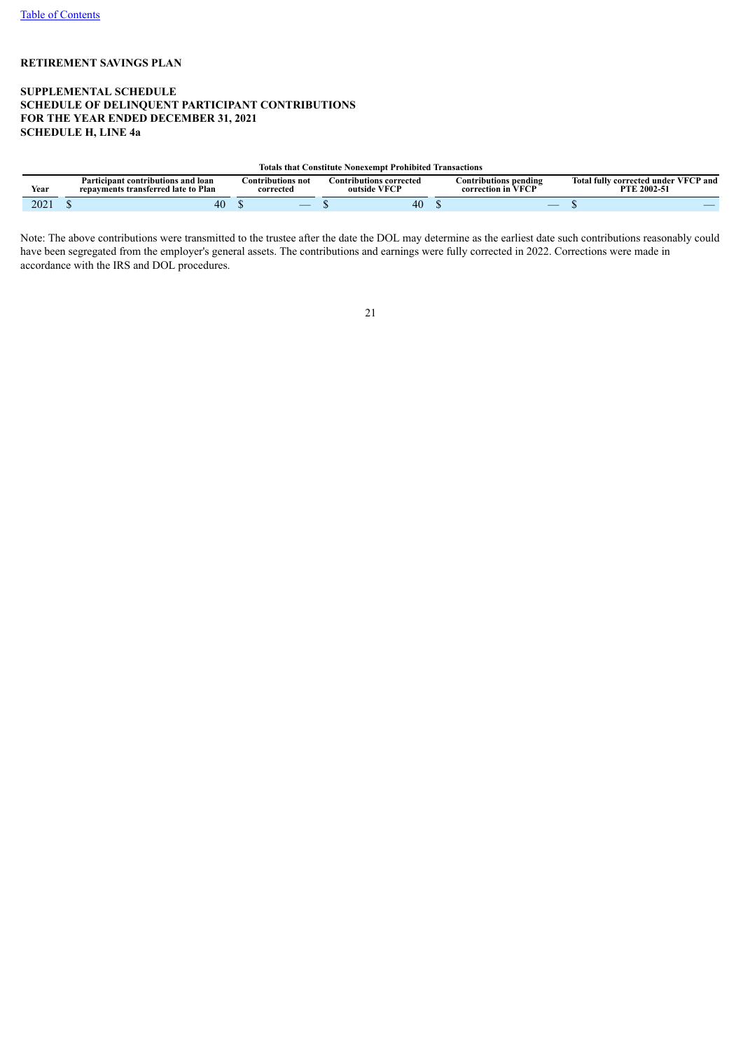**RETIREMENT SAVINGS PLAN**

**SUPPLEMENTAL SCHEDULE**
**SCHEDULE OF DELINQUENT PARTICIPANT CONTRIBUTIONS**
**FOR THE YEAR ENDED DECEMBER 31, 2021**
**SCHEDULE H, LINE 4a**

| | | Totals that Constitute Nonexempt Prohibited Transactions | | | |
|---|---|---|---|---|---|
| **Year** | **Participant contributions and loan repayments transferred late to Plan** | **Contributions not corrected** | **Contributions corrected outside VFCP** | **Contributions pending correction in VFCP** | **Total fully corrected under VFCP and PTE 2002-51** |
| 2021 | $ 40 | $ — | $ 40 | $ — | $ — |

Note: The above contributions were transmitted to the trustee after the date the DOL may determine as the earliest date such contributions reasonably could have been segregated from the employer's general assets. The contributions and earnings were fully corrected in 2022. Corrections were made in accordance with the IRS and DOL procedures.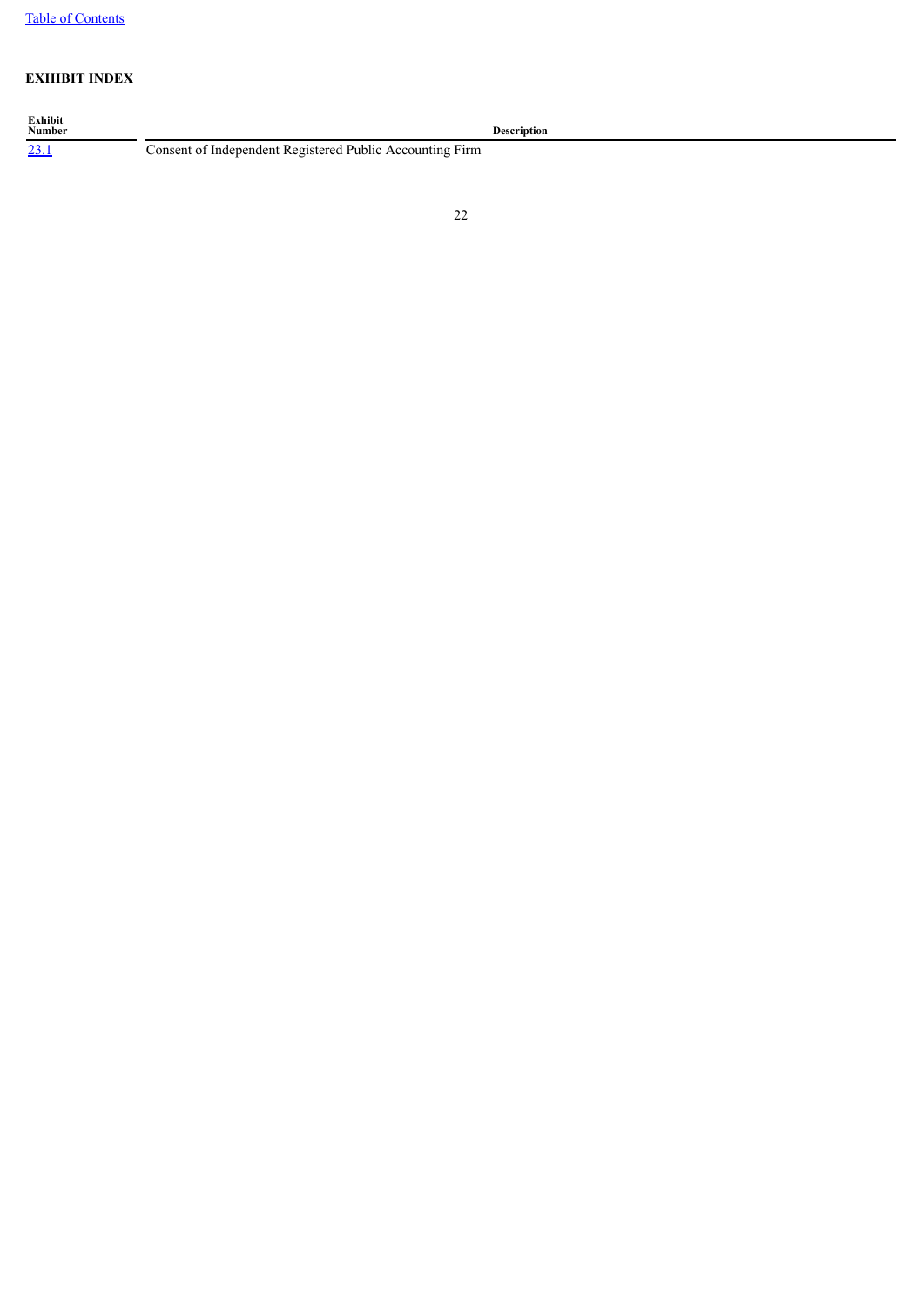**EXHIBIT INDEX**

| Exhibit Number | Description |
| --- | --- |
| 23.1 | Consent of Independent Registered Public Accounting Firm |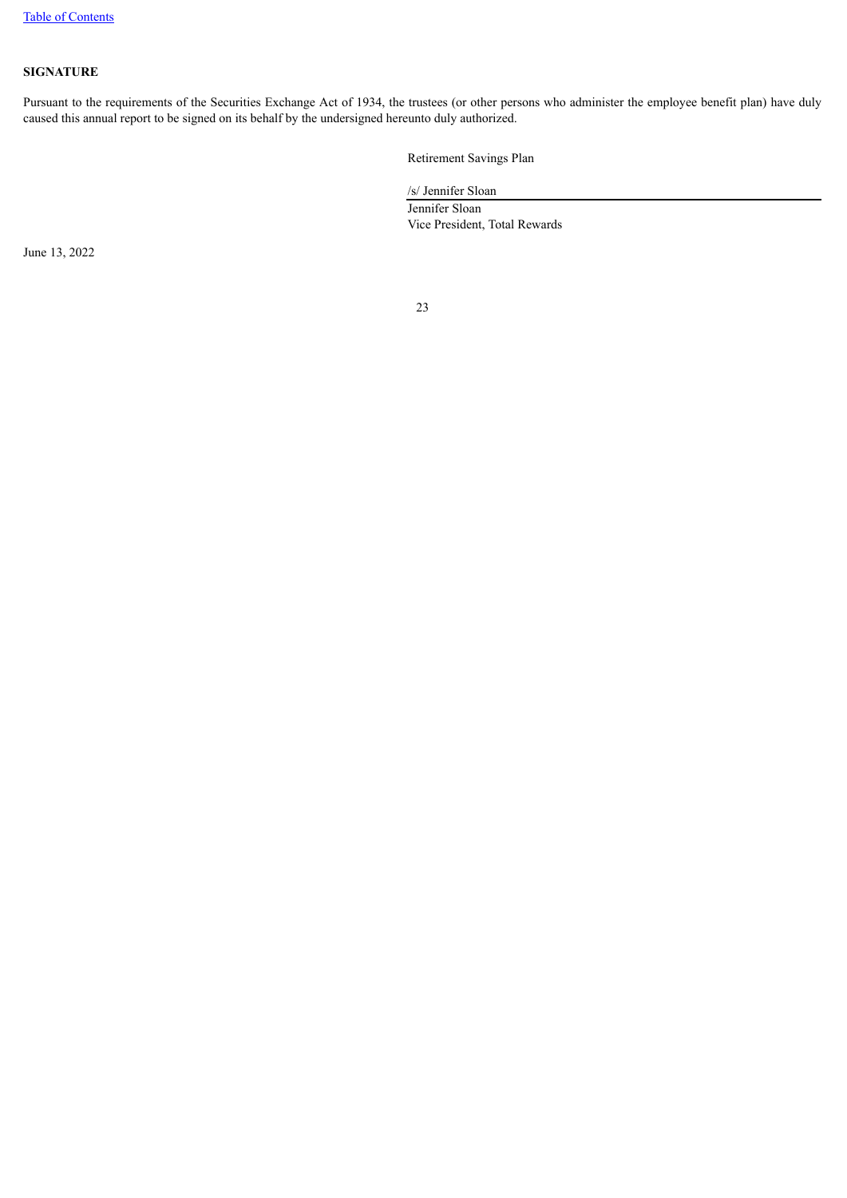Table of Contents

**SIGNATURE**

Pursuant to the requirements of the Securities Exchange Act of 1934, the trustees (or other persons who administer the employee benefit plan) have duly caused this annual report to be signed on its behalf by the undersigned hereunto duly authorized.

Retirement Savings Plan

/s/ Jennifer Sloan

Jennifer Sloan
Vice President, Total Rewards

June 13, 2022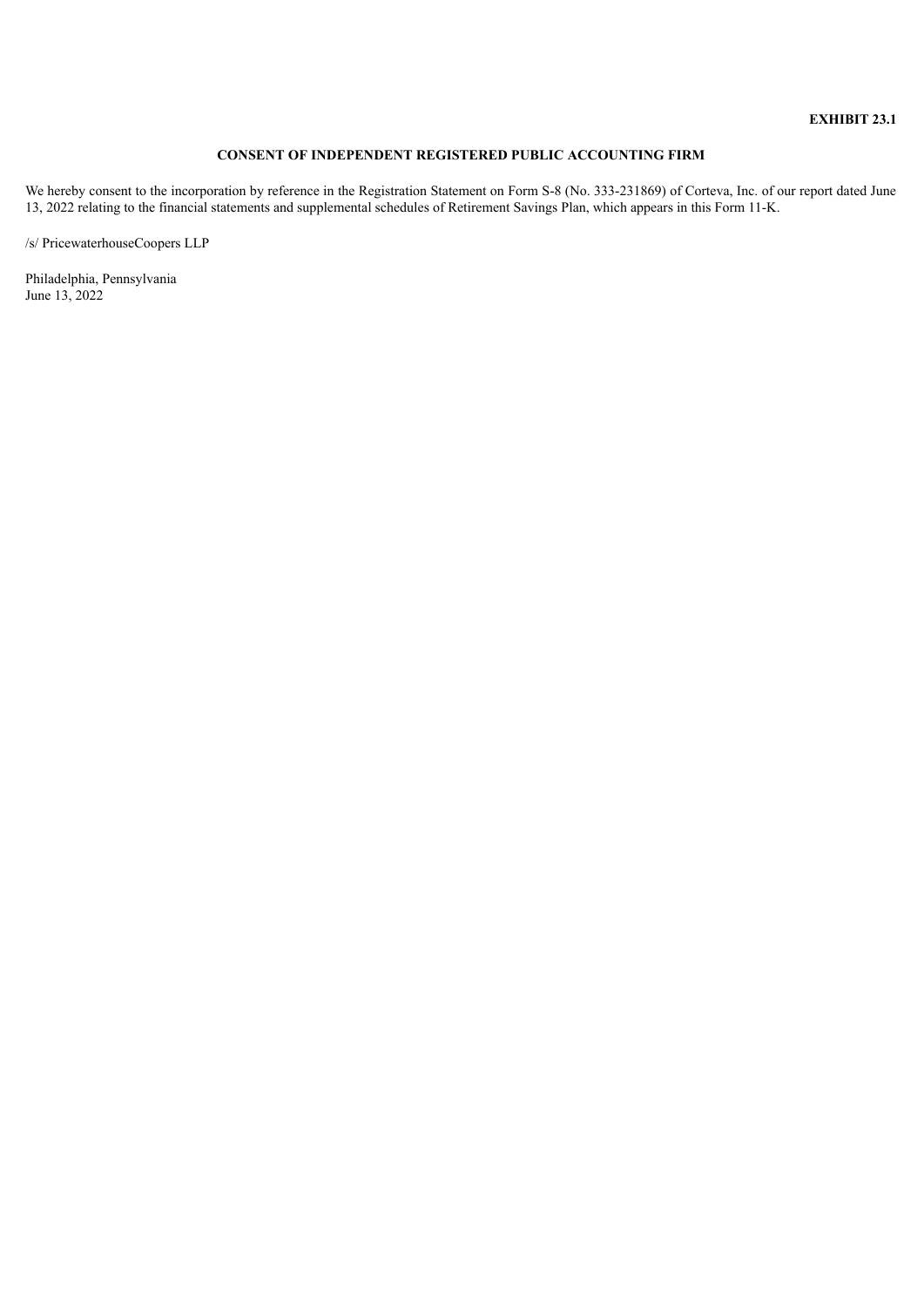**EXHIBIT 23.1**

**CONSENT OF INDEPENDENT REGISTERED PUBLIC ACCOUNTING FIRM**

We hereby consent to the incorporation by reference in the Registration Statement on Form S-8 (No. 333-231869) of Corteva, Inc. of our report dated June 13, 2022 relating to the financial statements and supplemental schedules of Retirement Savings Plan, which appears in this Form 11-K.

/s/ PricewaterhouseCoopers LLP

Philadelphia, Pennsylvania
June 13, 2022